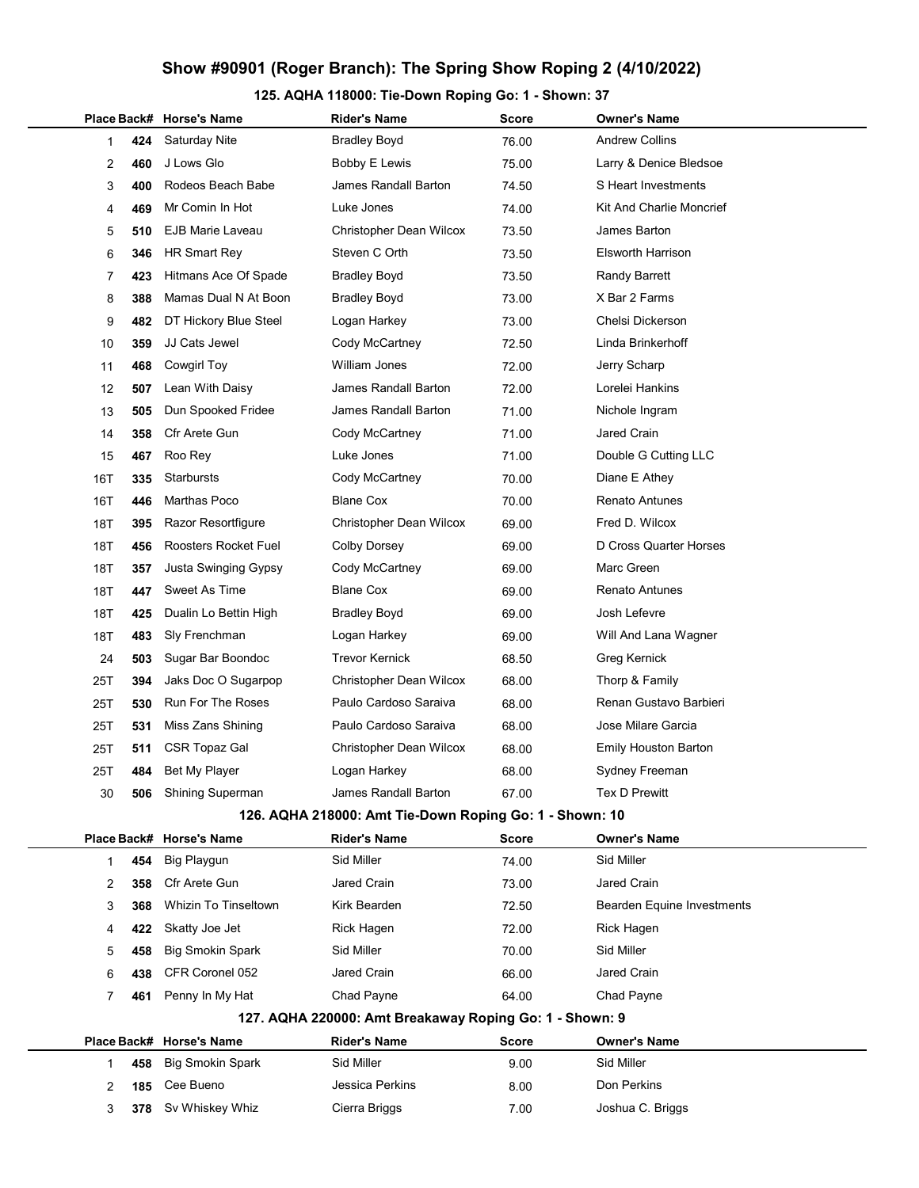# Show #90901 (Roger Branch): The Spring Show Roping 2 (4/10/2022)

## 125. AQHA 118000: Tie-Down Roping Go: 1 - Shown: 37

| Place | Back# | Horse's Name | Rider's Name | Score | Owner's Name |
|---|---|---|---|---|---|
| 1 | 424 | Saturday Nite | Bradley Boyd | 76.00 | Andrew Collins |
| 2 | 460 | J Lows Glo | Bobby E Lewis | 75.00 | Larry & Denice Bledsoe |
| 3 | 400 | Rodeos Beach Babe | James Randall Barton | 74.50 | S Heart Investments |
| 4 | 469 | Mr Comin In Hot | Luke Jones | 74.00 | Kit And Charlie Moncrief |
| 5 | 510 | EJB Marie Laveau | Christopher Dean Wilcox | 73.50 | James Barton |
| 6 | 346 | HR Smart Rey | Steven C Orth | 73.50 | Elsworth Harrison |
| 7 | 423 | Hitmans Ace Of Spade | Bradley Boyd | 73.50 | Randy Barrett |
| 8 | 388 | Mamas Dual N At Boon | Bradley Boyd | 73.00 | X Bar 2 Farms |
| 9 | 482 | DT Hickory Blue Steel | Logan Harkey | 73.00 | Chelsi Dickerson |
| 10 | 359 | JJ Cats Jewel | Cody McCartney | 72.50 | Linda Brinkerhoff |
| 11 | 468 | Cowgirl Toy | William Jones | 72.00 | Jerry Scharp |
| 12 | 507 | Lean With Daisy | James Randall Barton | 72.00 | Lorelei Hankins |
| 13 | 505 | Dun Spooked Fridee | James Randall Barton | 71.00 | Nichole Ingram |
| 14 | 358 | Cfr Arete Gun | Cody McCartney | 71.00 | Jared Crain |
| 15 | 467 | Roo Rey | Luke Jones | 71.00 | Double G Cutting LLC |
| 16T | 335 | Starbursts | Cody McCartney | 70.00 | Diane E Athey |
| 16T | 446 | Marthas Poco | Blane Cox | 70.00 | Renato Antunes |
| 18T | 395 | Razor Resortfigure | Christopher Dean Wilcox | 69.00 | Fred D. Wilcox |
| 18T | 456 | Roosters Rocket Fuel | Colby Dorsey | 69.00 | D Cross Quarter Horses |
| 18T | 357 | Justa Swinging Gypsy | Cody McCartney | 69.00 | Marc Green |
| 18T | 447 | Sweet As Time | Blane Cox | 69.00 | Renato Antunes |
| 18T | 425 | Dualin Lo Bettin High | Bradley Boyd | 69.00 | Josh Lefevre |
| 18T | 483 | Sly Frenchman | Logan Harkey | 69.00 | Will And Lana Wagner |
| 24 | 503 | Sugar Bar Boondoc | Trevor Kernick | 68.50 | Greg Kernick |
| 25T | 394 | Jaks Doc O Sugarpop | Christopher Dean Wilcox | 68.00 | Thorp & Family |
| 25T | 530 | Run For The Roses | Paulo Cardoso Saraiva | 68.00 | Renan Gustavo Barbieri |
| 25T | 531 | Miss Zans Shining | Paulo Cardoso Saraiva | 68.00 | Jose Milare Garcia |
| 25T | 511 | CSR Topaz Gal | Christopher Dean Wilcox | 68.00 | Emily Houston Barton |
| 25T | 484 | Bet My Player | Logan Harkey | 68.00 | Sydney Freeman |
| 30 | 506 | Shining Superman | James Randall Barton | 67.00 | Tex D Prewitt |

## 126. AQHA 218000: Amt Tie-Down Roping Go: 1 - Shown: 10

| Place | Back# | Horse's Name | Rider's Name | Score | Owner's Name |
|---|---|---|---|---|---|
| 1 | 454 | Big Playgun | Sid Miller | 74.00 | Sid Miller |
| 2 | 358 | Cfr Arete Gun | Jared Crain | 73.00 | Jared Crain |
| 3 | 368 | Whizin To Tinseltown | Kirk Bearden | 72.50 | Bearden Equine Investments |
| 4 | 422 | Skatty Joe Jet | Rick Hagen | 72.00 | Rick Hagen |
| 5 | 458 | Big Smokin Spark | Sid Miller | 70.00 | Sid Miller |
| 6 | 438 | CFR Coronel 052 | Jared Crain | 66.00 | Jared Crain |
| 7 | 461 | Penny In My Hat | Chad Payne | 64.00 | Chad Payne |

## 127. AQHA 220000: Amt Breakaway Roping Go: 1 - Shown: 9

| Place | Back# | Horse's Name | Rider's Name | Score | Owner's Name |
|---|---|---|---|---|---|
| 1 | 458 | Big Smokin Spark | Sid Miller | 9.00 | Sid Miller |
| 2 | 185 | Cee Bueno | Jessica Perkins | 8.00 | Don Perkins |
| 3 | 378 | Sv Whiskey Whiz | Cierra Briggs | 7.00 | Joshua C. Briggs |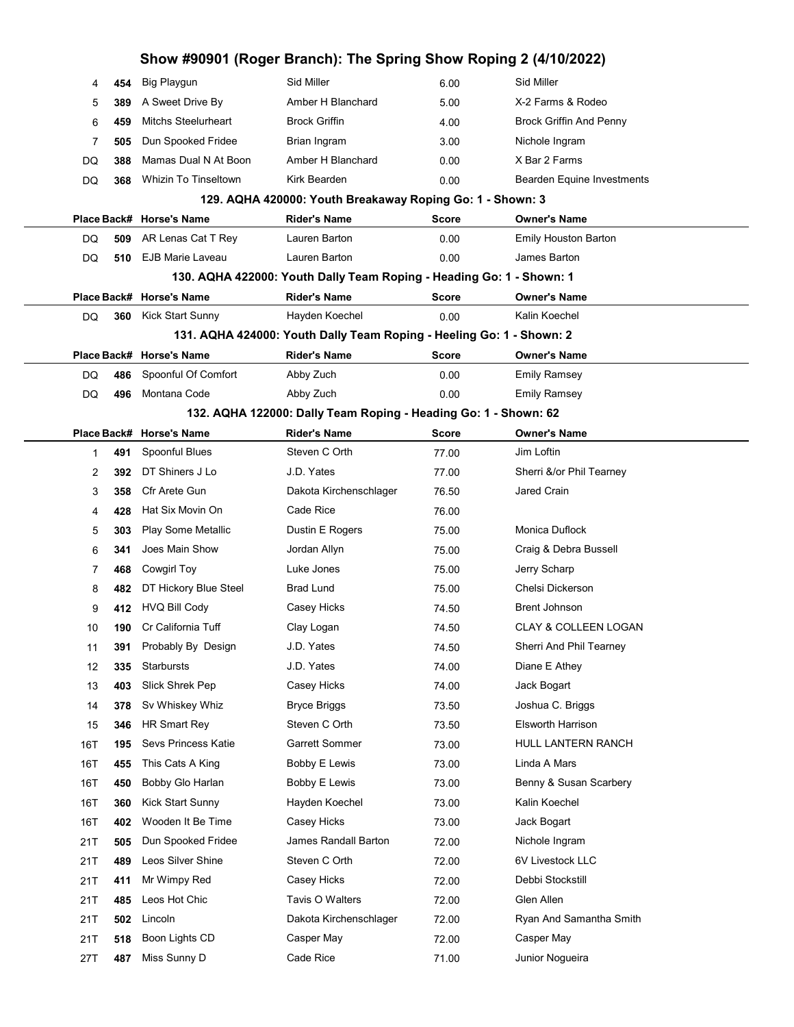# Show #90901 (Roger Branch): The Spring Show Roping 2 (4/10/2022)

| Place | Back# | Horse's Name | Rider's Name | Score | Owner's Name |
|---|---|---|---|---|---|
| 4 | 454 | Big Playgun | Sid Miller | 6.00 | Sid Miller |
| 5 | 389 | A Sweet Drive By | Amber H Blanchard | 5.00 | X-2 Farms & Rodeo |
| 6 | 459 | Mitchs Steelurheart | Brock Griffin | 4.00 | Brock Griffin And Penny |
| 7 | 505 | Dun Spooked Fridee | Brian Ingram | 3.00 | Nichole Ingram |
| DQ | 388 | Mamas Dual N At Boon | Amber H Blanchard | 0.00 | X Bar 2 Farms |
| DQ | 368 | Whizin To Tinseltown | Kirk Bearden | 0.00 | Bearden Equine Investments |

### 129. AQHA 420000: Youth Breakaway Roping Go: 1 - Shown: 3

| Place | Back# | Horse's Name | Rider's Name | Score | Owner's Name |
|---|---|---|---|---|---|
| DQ | 509 | AR Lenas Cat T Rey | Lauren Barton | 0.00 | Emily Houston Barton |
| DQ | 510 | EJB Marie Laveau | Lauren Barton | 0.00 | James Barton |

### 130. AQHA 422000: Youth Dally Team Roping - Heading Go: 1 - Shown: 1

| Place | Back# | Horse's Name | Rider's Name | Score | Owner's Name |
|---|---|---|---|---|---|
| DQ | 360 | Kick Start Sunny | Hayden Koechel | 0.00 | Kalin Koechel |

### 131. AQHA 424000: Youth Dally Team Roping - Heeling Go: 1 - Shown: 2

| Place | Back# | Horse's Name | Rider's Name | Score | Owner's Name |
|---|---|---|---|---|---|
| DQ | 486 | Spoonful Of Comfort | Abby Zuch | 0.00 | Emily Ramsey |
| DQ | 496 | Montana Code | Abby Zuch | 0.00 | Emily Ramsey |

### 132. AQHA 122000: Dally Team Roping - Heading Go: 1 - Shown: 62

| Place | Back# | Horse's Name | Rider's Name | Score | Owner's Name |
|---|---|---|---|---|---|
| 1 | 491 | Spoonful Blues | Steven C Orth | 77.00 | Jim Loftin |
| 2 | 392 | DT Shiners J Lo | J.D. Yates | 77.00 | Sherri &/or Phil Tearney |
| 3 | 358 | Cfr Arete Gun | Dakota Kirchenschlager | 76.50 | Jared Crain |
| 4 | 428 | Hat Six Movin On | Cade Rice | 76.00 | |
| 5 | 303 | Play Some Metallic | Dustin E Rogers | 75.00 | Monica Duflock |
| 6 | 341 | Joes Main Show | Jordan Allyn | 75.00 | Craig & Debra Bussell |
| 7 | 468 | Cowgirl Toy | Luke Jones | 75.00 | Jerry Scharp |
| 8 | 482 | DT Hickory Blue Steel | Brad Lund | 75.00 | Chelsi Dickerson |
| 9 | 412 | HVQ Bill Cody | Casey Hicks | 74.50 | Brent Johnson |
| 10 | 190 | Cr California Tuff | Clay Logan | 74.50 | CLAY & COLLEEN LOGAN |
| 11 | 391 | Probably By Design | J.D. Yates | 74.50 | Sherri And Phil Tearney |
| 12 | 335 | Starbursts | J.D. Yates | 74.00 | Diane E Athey |
| 13 | 403 | Slick Shrek Pep | Casey Hicks | 74.00 | Jack Bogart |
| 14 | 378 | Sv Whiskey Whiz | Bryce Briggs | 73.50 | Joshua C. Briggs |
| 15 | 346 | HR Smart Rey | Steven C Orth | 73.50 | Elsworth Harrison |
| 16T | 195 | Sevs Princess Katie | Garrett Sommer | 73.00 | HULL LANTERN RANCH |
| 16T | 455 | This Cats A King | Bobby E Lewis | 73.00 | Linda A Mars |
| 16T | 450 | Bobby Glo Harlan | Bobby E Lewis | 73.00 | Benny & Susan Scarbery |
| 16T | 360 | Kick Start Sunny | Hayden Koechel | 73.00 | Kalin Koechel |
| 16T | 402 | Wooden It Be Time | Casey Hicks | 73.00 | Jack Bogart |
| 21T | 505 | Dun Spooked Fridee | James Randall Barton | 72.00 | Nichole Ingram |
| 21T | 489 | Leos Silver Shine | Steven C Orth | 72.00 | 6V Livestock LLC |
| 21T | 411 | Mr Wimpy Red | Casey Hicks | 72.00 | Debbi Stockstill |
| 21T | 485 | Leos Hot Chic | Tavis O Walters | 72.00 | Glen Allen |
| 21T | 502 | Lincoln | Dakota Kirchenschlager | 72.00 | Ryan And Samantha Smith |
| 21T | 518 | Boon Lights CD | Casper May | 72.00 | Casper May |
| 27T | 487 | Miss Sunny D | Cade Rice | 71.00 | Junior Nogueira |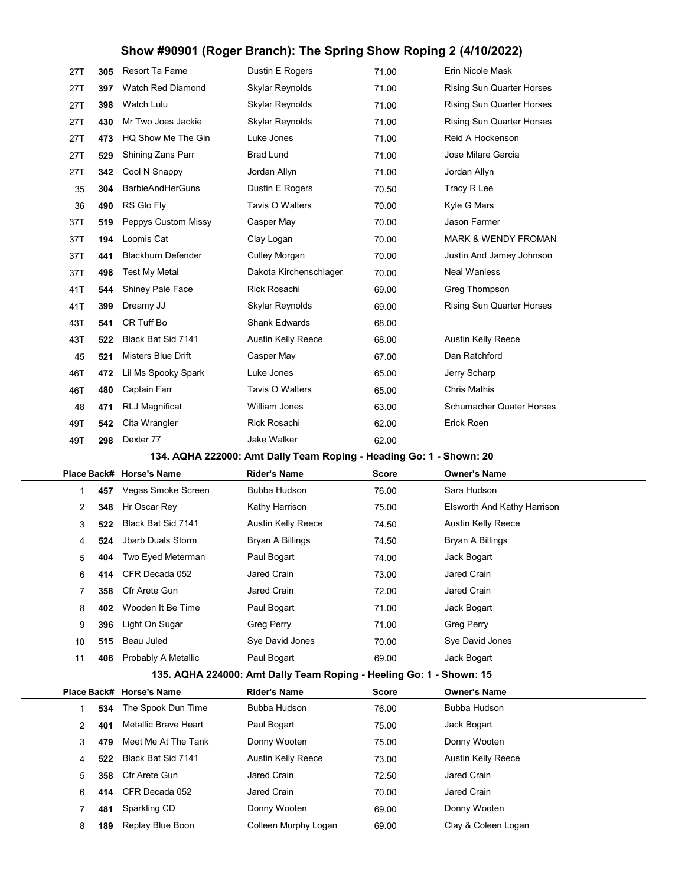# Show #90901 (Roger Branch): The Spring Show Roping 2 (4/10/2022)

| Place | Back# | Horse's Name | Rider's Name | Score | Owner's Name |
|---|---|---|---|---|---|
| 27T | 305 | Resort Ta Fame | Dustin E Rogers | 71.00 | Erin Nicole Mask |
| 27T | 397 | Watch Red Diamond | Skylar Reynolds | 71.00 | Rising Sun Quarter Horses |
| 27T | 398 | Watch Lulu | Skylar Reynolds | 71.00 | Rising Sun Quarter Horses |
| 27T | 430 | Mr Two Joes Jackie | Skylar Reynolds | 71.00 | Rising Sun Quarter Horses |
| 27T | 473 | HQ Show Me The Gin | Luke Jones | 71.00 | Reid A Hockenson |
| 27T | 529 | Shining Zans Parr | Brad Lund | 71.00 | Jose Milare Garcia |
| 27T | 342 | Cool N Snappy | Jordan Allyn | 71.00 | Jordan Allyn |
| 35 | 304 | BarbieAndHerGuns | Dustin E Rogers | 70.50 | Tracy R Lee |
| 36 | 490 | RS Glo Fly | Tavis O Walters | 70.00 | Kyle G Mars |
| 37T | 519 | Peppys Custom Missy | Casper May | 70.00 | Jason Farmer |
| 37T | 194 | Loomis Cat | Clay Logan | 70.00 | MARK & WENDY FROMAN |
| 37T | 441 | Blackburn Defender | Culley Morgan | 70.00 | Justin And Jamey Johnson |
| 37T | 498 | Test My Metal | Dakota Kirchenschlager | 70.00 | Neal Wanless |
| 41T | 544 | Shiney Pale Face | Rick Rosachi | 69.00 | Greg Thompson |
| 41T | 399 | Dreamy JJ | Skylar Reynolds | 69.00 | Rising Sun Quarter Horses |
| 43T | 541 | CR Tuff Bo | Shank Edwards | 68.00 | |
| 43T | 522 | Black Bat Sid 7141 | Austin Kelly Reece | 68.00 | Austin Kelly Reece |
| 45 | 521 | Misters Blue Drift | Casper May | 67.00 | Dan Ratchford |
| 46T | 472 | Lil Ms Spooky Spark | Luke Jones | 65.00 | Jerry Scharp |
| 46T | 480 | Captain Farr | Tavis O Walters | 65.00 | Chris Mathis |
| 48 | 471 | RLJ Magnificat | William Jones | 63.00 | Schumacher Quater Horses |
| 49T | 542 | Cita Wrangler | Rick Rosachi | 62.00 | Erick Roen |
| 49T | 298 | Dexter 77 | Jake Walker | 62.00 | |

### 134. AQHA 222000: Amt Dally Team Roping - Heading Go: 1 - Shown: 20

| Place | Back# | Horse's Name | Rider's Name | Score | Owner's Name |
|---|---|---|---|---|---|
| 1 | 457 | Vegas Smoke Screen | Bubba Hudson | 76.00 | Sara Hudson |
| 2 | 348 | Hr Oscar Rey | Kathy Harrison | 75.00 | Elsworth And Kathy Harrison |
| 3 | 522 | Black Bat Sid 7141 | Austin Kelly Reece | 74.50 | Austin Kelly Reece |
| 4 | 524 | Jbarb Duals Storm | Bryan A Billings | 74.50 | Bryan A Billings |
| 5 | 404 | Two Eyed Meterman | Paul Bogart | 74.00 | Jack Bogart |
| 6 | 414 | CFR Decada 052 | Jared Crain | 73.00 | Jared Crain |
| 7 | 358 | Cfr Arete Gun | Jared Crain | 72.00 | Jared Crain |
| 8 | 402 | Wooden It Be Time | Paul Bogart | 71.00 | Jack Bogart |
| 9 | 396 | Light On Sugar | Greg Perry | 71.00 | Greg Perry |
| 10 | 515 | Beau Juled | Sye David Jones | 70.00 | Sye David Jones |
| 11 | 406 | Probably A Metallic | Paul Bogart | 69.00 | Jack Bogart |

### 135. AQHA 224000: Amt Dally Team Roping - Heeling Go: 1 - Shown: 15

| Place | Back# | Horse's Name | Rider's Name | Score | Owner's Name |
|---|---|---|---|---|---|
| 1 | 534 | The Spook Dun Time | Bubba Hudson | 76.00 | Bubba Hudson |
| 2 | 401 | Metallic Brave Heart | Paul Bogart | 75.00 | Jack Bogart |
| 3 | 479 | Meet Me At The Tank | Donny Wooten | 75.00 | Donny Wooten |
| 4 | 522 | Black Bat Sid 7141 | Austin Kelly Reece | 73.00 | Austin Kelly Reece |
| 5 | 358 | Cfr Arete Gun | Jared Crain | 72.50 | Jared Crain |
| 6 | 414 | CFR Decada 052 | Jared Crain | 70.00 | Jared Crain |
| 7 | 481 | Sparkling CD | Donny Wooten | 69.00 | Donny Wooten |
| 8 | 189 | Replay Blue Boon | Colleen Murphy Logan | 69.00 | Clay & Coleen Logan |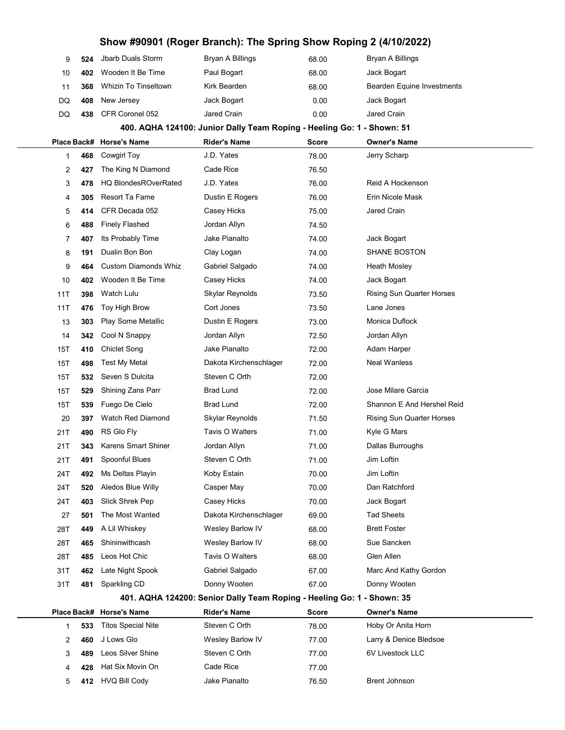## Show #90901 (Roger Branch): The Spring Show Roping 2 (4/10/2022)

| Place | Back# | Horse's Name | Rider's Name | Score | Owner's Name |
|---|---|---|---|---|---|
| 9 | 524 | Jbarb Duals Storm | Bryan A Billings | 68.00 | Bryan A Billings |
| 10 | 402 | Wooden It Be Time | Paul Bogart | 68.00 | Jack Bogart |
| 11 | 368 | Whizin To Tinseltown | Kirk Bearden | 68.00 | Bearden Equine Investments |
| DQ | 408 | New Jersey | Jack Bogart | 0.00 | Jack Bogart |
| DQ | 438 | CFR Coronel 052 | Jared Crain | 0.00 | Jared Crain |

### 400. AQHA 124100: Junior Dally Team Roping - Heeling Go: 1 - Shown: 51

| Place | Back# | Horse's Name | Rider's Name | Score | Owner's Name |
|---|---|---|---|---|---|
| 1 | 468 | Cowgirl Toy | J.D. Yates | 78.00 | Jerry Scharp |
| 2 | 427 | The King N Diamond | Cade Rice | 76.50 | |
| 3 | 478 | HQ BlondesROverRated | J.D. Yates | 76.00 | Reid A Hockenson |
| 4 | 305 | Resort Ta Fame | Dustin E Rogers | 76.00 | Erin Nicole Mask |
| 5 | 414 | CFR Decada 052 | Casey Hicks | 75.00 | Jared Crain |
| 6 | 488 | Finely Flashed | Jordan Allyn | 74.50 | |
| 7 | 407 | Its Probably Time | Jake Pianalto | 74.00 | Jack Bogart |
| 8 | 191 | Dualin Bon Bon | Clay Logan | 74.00 | SHANE BOSTON |
| 9 | 464 | Custom Diamonds Whiz | Gabriel Salgado | 74.00 | Heath Mosley |
| 10 | 402 | Wooden It Be Time | Casey Hicks | 74.00 | Jack Bogart |
| 11T | 398 | Watch Lulu | Skylar Reynolds | 73.50 | Rising Sun Quarter Horses |
| 11T | 476 | Toy High Brow | Cort Jones | 73.50 | Lane Jones |
| 13 | 303 | Play Some Metallic | Dustin E Rogers | 73.00 | Monica Duflock |
| 14 | 342 | Cool N Snappy | Jordan Allyn | 72.50 | Jordan Allyn |
| 15T | 410 | Chiclet Song | Jake Pianalto | 72.00 | Adam Harper |
| 15T | 498 | Test My Metal | Dakota Kirchenschlager | 72.00 | Neal Wanless |
| 15T | 532 | Seven S Dulcita | Steven C Orth | 72.00 | |
| 15T | 529 | Shining Zans Parr | Brad Lund | 72.00 | Jose Milare Garcia |
| 15T | 539 | Fuego De Cielo | Brad Lund | 72.00 | Shannon E And Hershel Reid |
| 20 | 397 | Watch Red Diamond | Skylar Reynolds | 71.50 | Rising Sun Quarter Horses |
| 21T | 490 | RS Glo Fly | Tavis O Walters | 71.00 | Kyle G Mars |
| 21T | 343 | Karens Smart Shiner | Jordan Allyn | 71.00 | Dallas Burroughs |
| 21T | 491 | Spoonful Blues | Steven C Orth | 71.00 | Jim Loftin |
| 24T | 492 | Ms Deltas Playin | Koby Estain | 70.00 | Jim Loftin |
| 24T | 520 | Aledos Blue Willy | Casper May | 70.00 | Dan Ratchford |
| 24T | 403 | Slick Shrek Pep | Casey Hicks | 70.00 | Jack Bogart |
| 27 | 501 | The Most Wanted | Dakota Kirchenschlager | 69.00 | Tad Sheets |
| 28T | 449 | A Lil Whiskey | Wesley Barlow IV | 68.00 | Brett Foster |
| 28T | 465 | Shininwithcash | Wesley Barlow IV | 68.00 | Sue Sancken |
| 28T | 485 | Leos Hot Chic | Tavis O Walters | 68.00 | Glen Allen |
| 31T | 462 | Late Night Spook | Gabriel Salgado | 67.00 | Marc And Kathy Gordon |
| 31T | 481 | Sparkling CD | Donny Wooten | 67.00 | Donny Wooten |

### 401. AQHA 124200: Senior Dally Team Roping - Heeling Go: 1 - Shown: 35

| Place | Back# | Horse's Name | Rider's Name | Score | Owner's Name |
|---|---|---|---|---|---|
| 1 | 533 | Titos Special Nite | Steven C Orth | 78.00 | Hoby Or Anita Horn |
| 2 | 460 | J Lows Glo | Wesley Barlow IV | 77.00 | Larry & Denice Bledsoe |
| 3 | 489 | Leos Silver Shine | Steven C Orth | 77.00 | 6V Livestock LLC |
| 4 | 428 | Hat Six Movin On | Cade Rice | 77.00 | |
| 5 | 412 | HVQ Bill Cody | Jake Pianalto | 76.50 | Brent Johnson |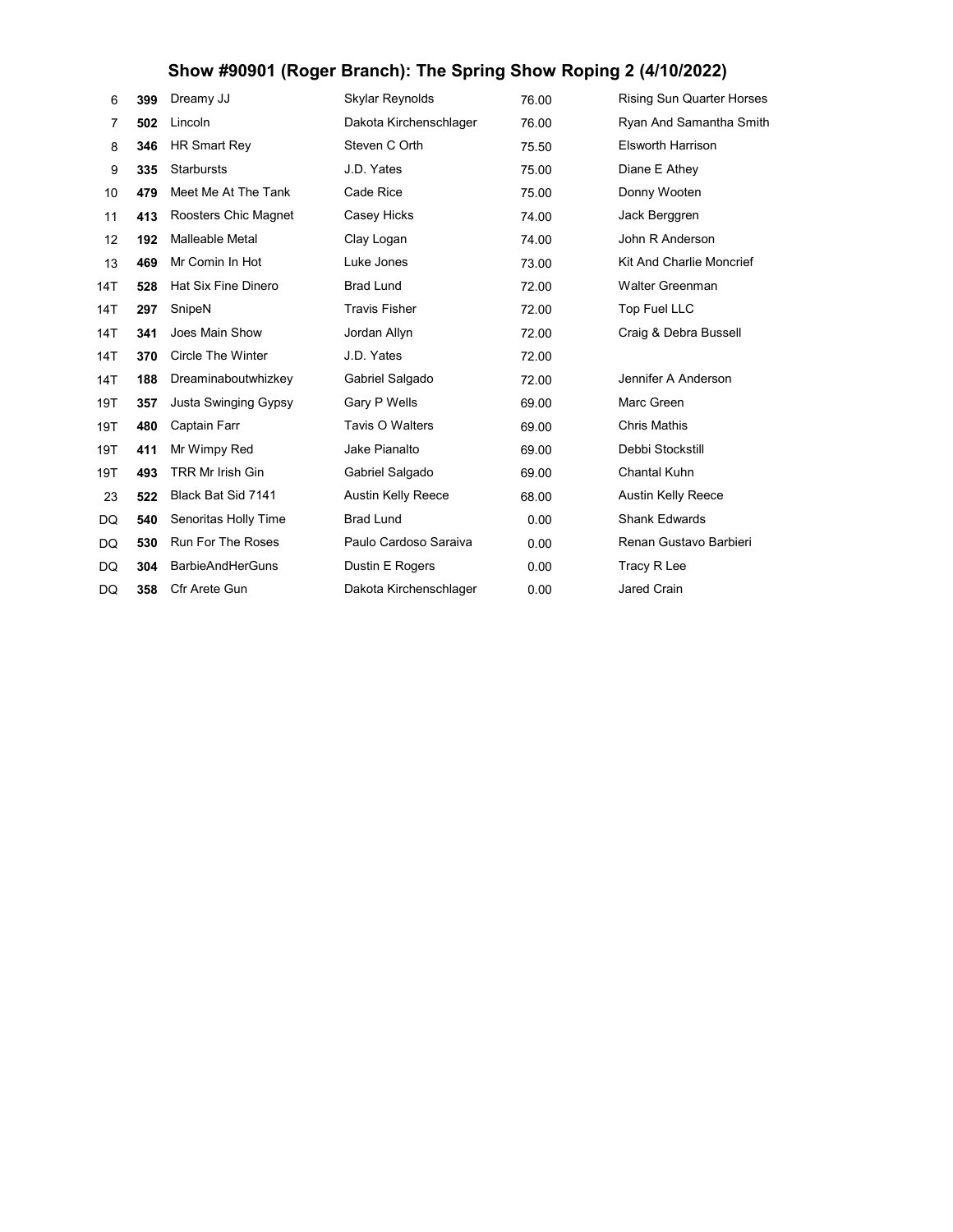# Show #90901 (Roger Branch): The Spring Show Roping 2 (4/10/2022)

| | | | | | |
|---|---|---|---|---|---|
| 6 | **399** | Dreamy JJ | Skylar Reynolds | 76.00 | Rising Sun Quarter Horses |
| 7 | **502** | Lincoln | Dakota Kirchenschlager | 76.00 | Ryan And Samantha Smith |
| 8 | **346** | HR Smart Rey | Steven C Orth | 75.50 | Elsworth Harrison |
| 9 | **335** | Starbursts | J.D. Yates | 75.00 | Diane E Athey |
| 10 | **479** | Meet Me At The Tank | Cade Rice | 75.00 | Donny Wooten |
| 11 | **413** | Roosters Chic Magnet | Casey Hicks | 74.00 | Jack Berggren |
| 12 | **192** | Malleable Metal | Clay Logan | 74.00 | John R Anderson |
| 13 | **469** | Mr Comin In Hot | Luke Jones | 73.00 | Kit And Charlie Moncrief |
| 14T | **528** | Hat Six Fine Dinero | Brad Lund | 72.00 | Walter Greenman |
| 14T | **297** | SnipeN | Travis Fisher | 72.00 | Top Fuel LLC |
| 14T | **341** | Joes Main Show | Jordan Allyn | 72.00 | Craig & Debra Bussell |
| 14T | **370** | Circle The Winter | J.D. Yates | 72.00 | |
| 14T | **188** | Dreaminaboutwhizkey | Gabriel Salgado | 72.00 | Jennifer A Anderson |
| 19T | **357** | Justa Swinging Gypsy | Gary P Wells | 69.00 | Marc Green |
| 19T | **480** | Captain Farr | Tavis O Walters | 69.00 | Chris Mathis |
| 19T | **411** | Mr Wimpy Red | Jake Pianalto | 69.00 | Debbi Stockstill |
| 19T | **493** | TRR Mr Irish Gin | Gabriel Salgado | 69.00 | Chantal Kuhn |
| 23 | **522** | Black Bat Sid 7141 | Austin Kelly Reece | 68.00 | Austin Kelly Reece |
| DQ | **540** | Senoritas Holly Time | Brad Lund | 0.00 | Shank Edwards |
| DQ | **530** | Run For The Roses | Paulo Cardoso Saraiva | 0.00 | Renan Gustavo Barbieri |
| DQ | **304** | BarbieAndHerGuns | Dustin E Rogers | 0.00 | Tracy R Lee |
| DQ | **358** | Cfr Arete Gun | Dakota Kirchenschlager | 0.00 | Jared Crain |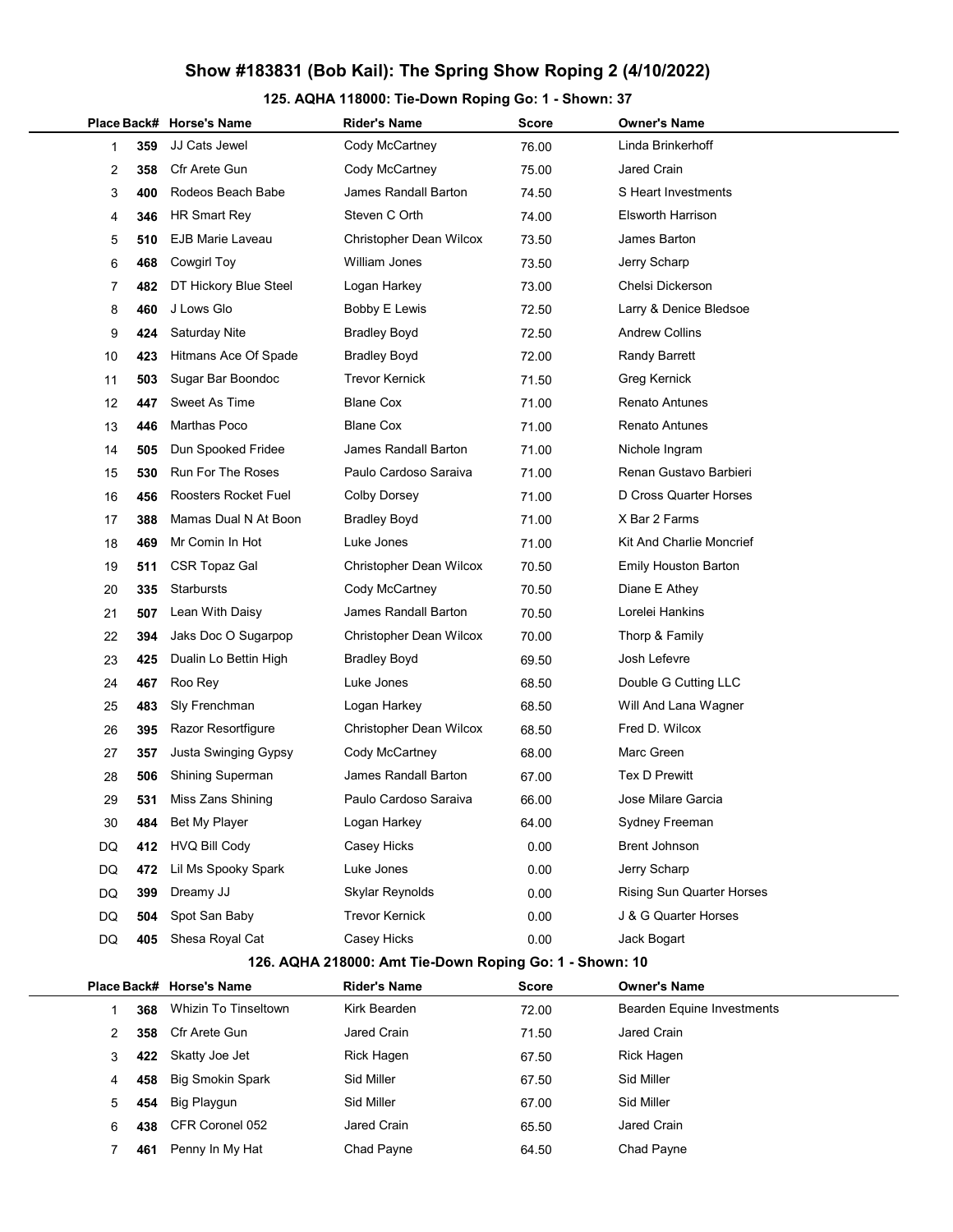# Show #183831 (Bob Kail): The Spring Show Roping 2 (4/10/2022)

## 125. AQHA 118000: Tie-Down Roping Go: 1 - Shown: 37

| Place | Back# | Horse's Name | Rider's Name | Score | Owner's Name |
|---|---|---|---|---|---|
| 1 | **359** | JJ Cats Jewel | Cody McCartney | 76.00 | Linda Brinkerhoff |
| 2 | **358** | Cfr Arete Gun | Cody McCartney | 75.00 | Jared Crain |
| 3 | **400** | Rodeos Beach Babe | James Randall Barton | 74.50 | S Heart Investments |
| 4 | **346** | HR Smart Rey | Steven C Orth | 74.00 | Elsworth Harrison |
| 5 | **510** | EJB Marie Laveau | Christopher Dean Wilcox | 73.50 | James Barton |
| 6 | **468** | Cowgirl Toy | William Jones | 73.50 | Jerry Scharp |
| 7 | **482** | DT Hickory Blue Steel | Logan Harkey | 73.00 | Chelsi Dickerson |
| 8 | **460** | J Lows Glo | Bobby E Lewis | 72.50 | Larry & Denice Bledsoe |
| 9 | **424** | Saturday Nite | Bradley Boyd | 72.50 | Andrew Collins |
| 10 | **423** | Hitmans Ace Of Spade | Bradley Boyd | 72.00 | Randy Barrett |
| 11 | **503** | Sugar Bar Boondoc | Trevor Kernick | 71.50 | Greg Kernick |
| 12 | **447** | Sweet As Time | Blane Cox | 71.00 | Renato Antunes |
| 13 | **446** | Marthas Poco | Blane Cox | 71.00 | Renato Antunes |
| 14 | **505** | Dun Spooked Fridee | James Randall Barton | 71.00 | Nichole Ingram |
| 15 | **530** | Run For The Roses | Paulo Cardoso Saraiva | 71.00 | Renan Gustavo Barbieri |
| 16 | **456** | Roosters Rocket Fuel | Colby Dorsey | 71.00 | D Cross Quarter Horses |
| 17 | **388** | Mamas Dual N At Boon | Bradley Boyd | 71.00 | X Bar 2 Farms |
| 18 | **469** | Mr Comin In Hot | Luke Jones | 71.00 | Kit And Charlie Moncrief |
| 19 | **511** | CSR Topaz Gal | Christopher Dean Wilcox | 70.50 | Emily Houston Barton |
| 20 | **335** | Starbursts | Cody McCartney | 70.50 | Diane E Athey |
| 21 | **507** | Lean With Daisy | James Randall Barton | 70.50 | Lorelei Hankins |
| 22 | **394** | Jaks Doc O Sugarpop | Christopher Dean Wilcox | 70.00 | Thorp & Family |
| 23 | **425** | Dualin Lo Bettin High | Bradley Boyd | 69.50 | Josh Lefevre |
| 24 | **467** | Roo Rey | Luke Jones | 68.50 | Double G Cutting LLC |
| 25 | **483** | Sly Frenchman | Logan Harkey | 68.50 | Will And Lana Wagner |
| 26 | **395** | Razor Resortfigure | Christopher Dean Wilcox | 68.50 | Fred D. Wilcox |
| 27 | **357** | Justa Swinging Gypsy | Cody McCartney | 68.00 | Marc Green |
| 28 | **506** | Shining Superman | James Randall Barton | 67.00 | Tex D Prewitt |
| 29 | **531** | Miss Zans Shining | Paulo Cardoso Saraiva | 66.00 | Jose Milare Garcia |
| 30 | **484** | Bet My Player | Logan Harkey | 64.00 | Sydney Freeman |
| DQ | **412** | HVQ Bill Cody | Casey Hicks | 0.00 | Brent Johnson |
| DQ | **472** | Lil Ms Spooky Spark | Luke Jones | 0.00 | Jerry Scharp |
| DQ | **399** | Dreamy JJ | Skylar Reynolds | 0.00 | Rising Sun Quarter Horses |
| DQ | **504** | Spot San Baby | Trevor Kernick | 0.00 | J & G Quarter Horses |
| DQ | **405** | Shesa Royal Cat | Casey Hicks | 0.00 | Jack Bogart |

## 126. AQHA 218000: Amt Tie-Down Roping Go: 1 - Shown: 10

| Place | Back# | Horse's Name | Rider's Name | Score | Owner's Name |
|---|---|---|---|---|---|
| 1 | **368** | Whizin To Tinseltown | Kirk Bearden | 72.00 | Bearden Equine Investments |
| 2 | **358** | Cfr Arete Gun | Jared Crain | 71.50 | Jared Crain |
| 3 | **422** | Skatty Joe Jet | Rick Hagen | 67.50 | Rick Hagen |
| 4 | **458** | Big Smokin Spark | Sid Miller | 67.50 | Sid Miller |
| 5 | **454** | Big Playgun | Sid Miller | 67.00 | Sid Miller |
| 6 | **438** | CFR Coronel 052 | Jared Crain | 65.50 | Jared Crain |
| 7 | **461** | Penny In My Hat | Chad Payne | 64.50 | Chad Payne |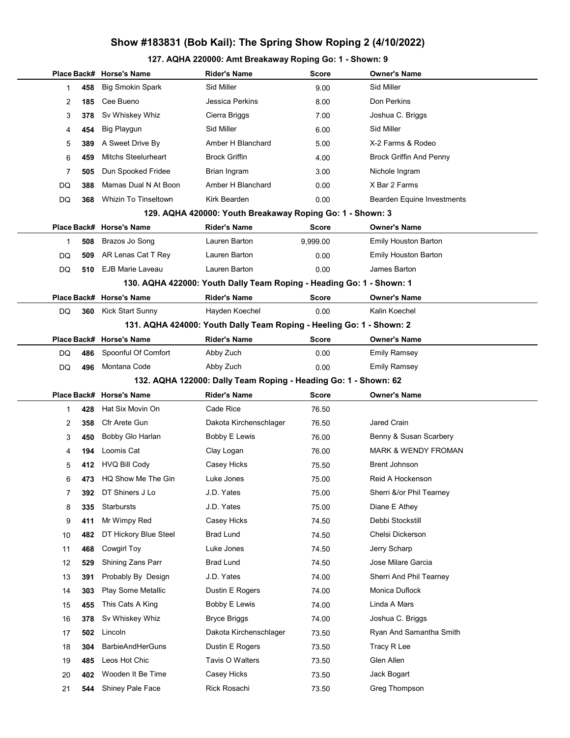# Show #183831 (Bob Kail): The Spring Show Roping 2 (4/10/2022)

### 127. AQHA 220000: Amt Breakaway Roping Go: 1 - Shown: 9

| Place | Back# | Horse's Name | Rider's Name | Score | Owner's Name |
|---|---|---|---|---|---|
| 1 | 458 | Big Smokin Spark | Sid Miller | 9.00 | Sid Miller |
| 2 | 185 | Cee Bueno | Jessica Perkins | 8.00 | Don Perkins |
| 3 | 378 | Sv Whiskey Whiz | Cierra Briggs | 7.00 | Joshua C. Briggs |
| 4 | 454 | Big Playgun | Sid Miller | 6.00 | Sid Miller |
| 5 | 389 | A Sweet Drive By | Amber H Blanchard | 5.00 | X-2 Farms & Rodeo |
| 6 | 459 | Mitchs Steelurheart | Brock Griffin | 4.00 | Brock Griffin And Penny |
| 7 | 505 | Dun Spooked Fridee | Brian Ingram | 3.00 | Nichole Ingram |
| DQ | 388 | Mamas Dual N At Boon | Amber H Blanchard | 0.00 | X Bar 2 Farms |
| DQ | 368 | Whizin To Tinseltown | Kirk Bearden | 0.00 | Bearden Equine Investments |

### 129. AQHA 420000: Youth Breakaway Roping Go: 1 - Shown: 3

| Place | Back# | Horse's Name | Rider's Name | Score | Owner's Name |
|---|---|---|---|---|---|
| 1 | 508 | Brazos Jo Song | Lauren Barton | 9,999.00 | Emily Houston Barton |
| DQ | 509 | AR Lenas Cat T Rey | Lauren Barton | 0.00 | Emily Houston Barton |
| DQ | 510 | EJB Marie Laveau | Lauren Barton | 0.00 | James Barton |

### 130. AQHA 422000: Youth Dally Team Roping - Heading Go: 1 - Shown: 1

| Place | Back# | Horse's Name | Rider's Name | Score | Owner's Name |
|---|---|---|---|---|---|
| DQ | 360 | Kick Start Sunny | Hayden Koechel | 0.00 | Kalin Koechel |

### 131. AQHA 424000: Youth Dally Team Roping - Heeling Go: 1 - Shown: 2

| Place | Back# | Horse's Name | Rider's Name | Score | Owner's Name |
|---|---|---|---|---|---|
| DQ | 486 | Spoonful Of Comfort | Abby Zuch | 0.00 | Emily Ramsey |
| DQ | 496 | Montana Code | Abby Zuch | 0.00 | Emily Ramsey |

### 132. AQHA 122000: Dally Team Roping - Heading Go: 1 - Shown: 62

| Place | Back# | Horse's Name | Rider's Name | Score | Owner's Name |
|---|---|---|---|---|---|
| 1 | 428 | Hat Six Movin On | Cade Rice | 76.50 | |
| 2 | 358 | Cfr Arete Gun | Dakota Kirchenschlager | 76.50 | Jared Crain |
| 3 | 450 | Bobby Glo Harlan | Bobby E Lewis | 76.00 | Benny & Susan Scarbery |
| 4 | 194 | Loomis Cat | Clay Logan | 76.00 | MARK & WENDY FROMAN |
| 5 | 412 | HVQ Bill Cody | Casey Hicks | 75.50 | Brent Johnson |
| 6 | 473 | HQ Show Me The Gin | Luke Jones | 75.00 | Reid A Hockenson |
| 7 | 392 | DT Shiners J Lo | J.D. Yates | 75.00 | Sherri &/or Phil Tearney |
| 8 | 335 | Starbursts | J.D. Yates | 75.00 | Diane E Athey |
| 9 | 411 | Mr Wimpy Red | Casey Hicks | 74.50 | Debbi Stockstill |
| 10 | 482 | DT Hickory Blue Steel | Brad Lund | 74.50 | Chelsi Dickerson |
| 11 | 468 | Cowgirl Toy | Luke Jones | 74.50 | Jerry Scharp |
| 12 | 529 | Shining Zans Parr | Brad Lund | 74.50 | Jose Milare Garcia |
| 13 | 391 | Probably By Design | J.D. Yates | 74.00 | Sherri And Phil Tearney |
| 14 | 303 | Play Some Metallic | Dustin E Rogers | 74.00 | Monica Duflock |
| 15 | 455 | This Cats A King | Bobby E Lewis | 74.00 | Linda A Mars |
| 16 | 378 | Sv Whiskey Whiz | Bryce Briggs | 74.00 | Joshua C. Briggs |
| 17 | 502 | Lincoln | Dakota Kirchenschlager | 73.50 | Ryan And Samantha Smith |
| 18 | 304 | BarbieAndHerGuns | Dustin E Rogers | 73.50 | Tracy R Lee |
| 19 | 485 | Leos Hot Chic | Tavis O Walters | 73.50 | Glen Allen |
| 20 | 402 | Wooden It Be Time | Casey Hicks | 73.50 | Jack Bogart |
| 21 | 544 | Shiney Pale Face | Rick Rosachi | 73.50 | Greg Thompson |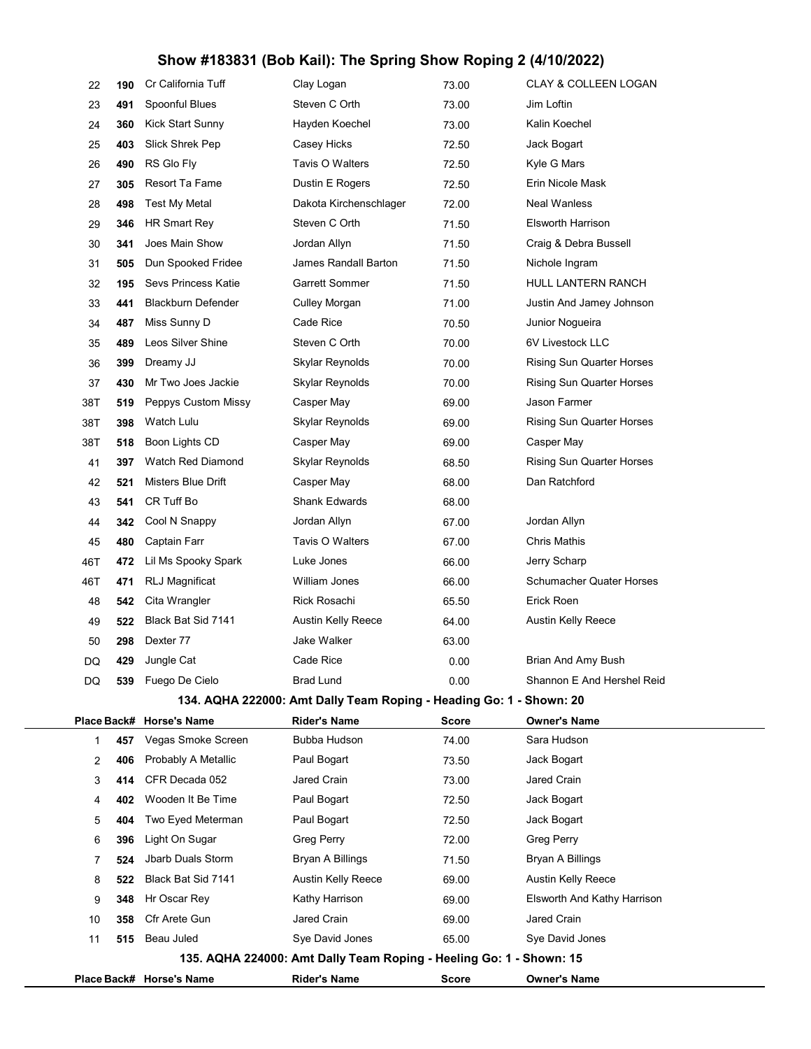# Show #183831 (Bob Kail): The Spring Show Roping 2 (4/10/2022)

| Place | Back# | Horse's Name | Rider's Name | Score | Owner's Name |
|---|---|---|---|---|---|
| 22 | 190 | Cr California Tuff | Clay Logan | 73.00 | CLAY & COLLEEN LOGAN |
| 23 | 491 | Spoonful Blues | Steven C Orth | 73.00 | Jim Loftin |
| 24 | 360 | Kick Start Sunny | Hayden Koechel | 73.00 | Kalin Koechel |
| 25 | 403 | Slick Shrek Pep | Casey Hicks | 72.50 | Jack Bogart |
| 26 | 490 | RS Glo Fly | Tavis O Walters | 72.50 | Kyle G Mars |
| 27 | 305 | Resort Ta Fame | Dustin E Rogers | 72.50 | Erin Nicole Mask |
| 28 | 498 | Test My Metal | Dakota Kirchenschlager | 72.00 | Neal Wanless |
| 29 | 346 | HR Smart Rey | Steven C Orth | 71.50 | Elsworth Harrison |
| 30 | 341 | Joes Main Show | Jordan Allyn | 71.50 | Craig & Debra Bussell |
| 31 | 505 | Dun Spooked Fridee | James Randall Barton | 71.50 | Nichole Ingram |
| 32 | 195 | Sevs Princess Katie | Garrett Sommer | 71.50 | HULL LANTERN RANCH |
| 33 | 441 | Blackburn Defender | Culley Morgan | 71.00 | Justin And Jamey Johnson |
| 34 | 487 | Miss Sunny D | Cade Rice | 70.50 | Junior Nogueira |
| 35 | 489 | Leos Silver Shine | Steven C Orth | 70.00 | 6V Livestock LLC |
| 36 | 399 | Dreamy JJ | Skylar Reynolds | 70.00 | Rising Sun Quarter Horses |
| 37 | 430 | Mr Two Joes Jackie | Skylar Reynolds | 70.00 | Rising Sun Quarter Horses |
| 38T | 519 | Peppys Custom Missy | Casper May | 69.00 | Jason Farmer |
| 38T | 398 | Watch Lulu | Skylar Reynolds | 69.00 | Rising Sun Quarter Horses |
| 38T | 518 | Boon Lights CD | Casper May | 69.00 | Casper May |
| 41 | 397 | Watch Red Diamond | Skylar Reynolds | 68.50 | Rising Sun Quarter Horses |
| 42 | 521 | Misters Blue Drift | Casper May | 68.00 | Dan Ratchford |
| 43 | 541 | CR Tuff Bo | Shank Edwards | 68.00 | |
| 44 | 342 | Cool N Snappy | Jordan Allyn | 67.00 | Jordan Allyn |
| 45 | 480 | Captain Farr | Tavis O Walters | 67.00 | Chris Mathis |
| 46T | 472 | Lil Ms Spooky Spark | Luke Jones | 66.00 | Jerry Scharp |
| 46T | 471 | RLJ Magnificat | William Jones | 66.00 | Schumacher Quater Horses |
| 48 | 542 | Cita Wrangler | Rick Rosachi | 65.50 | Erick Roen |
| 49 | 522 | Black Bat Sid 7141 | Austin Kelly Reece | 64.00 | Austin Kelly Reece |
| 50 | 298 | Dexter 77 | Jake Walker | 63.00 | |
| DQ | 429 | Jungle Cat | Cade Rice | 0.00 | Brian And Amy Bush |
| DQ | 539 | Fuego De Cielo | Brad Lund | 0.00 | Shannon E And Hershel Reid |

## 134. AQHA 222000: Amt Dally Team Roping - Heading Go: 1 - Shown: 20

| Place | Back# | Horse's Name | Rider's Name | Score | Owner's Name |
|---|---|---|---|---|---|
| 1 | 457 | Vegas Smoke Screen | Bubba Hudson | 74.00 | Sara Hudson |
| 2 | 406 | Probably A Metallic | Paul Bogart | 73.50 | Jack Bogart |
| 3 | 414 | CFR Decada 052 | Jared Crain | 73.00 | Jared Crain |
| 4 | 402 | Wooden It Be Time | Paul Bogart | 72.50 | Jack Bogart |
| 5 | 404 | Two Eyed Meterman | Paul Bogart | 72.50 | Jack Bogart |
| 6 | 396 | Light On Sugar | Greg Perry | 72.00 | Greg Perry |
| 7 | 524 | Jbarb Duals Storm | Bryan A Billings | 71.50 | Bryan A Billings |
| 8 | 522 | Black Bat Sid 7141 | Austin Kelly Reece | 69.00 | Austin Kelly Reece |
| 9 | 348 | Hr Oscar Rey | Kathy Harrison | 69.00 | Elsworth And Kathy Harrison |
| 10 | 358 | Cfr Arete Gun | Jared Crain | 69.00 | Jared Crain |
| 11 | 515 | Beau Juled | Sye David Jones | 65.00 | Sye David Jones |

## 135. AQHA 224000: Amt Dally Team Roping - Heeling Go: 1 - Shown: 15

| Place | Back# | Horse's Name | Rider's Name | Score | Owner's Name |
|---|---|---|---|---|---|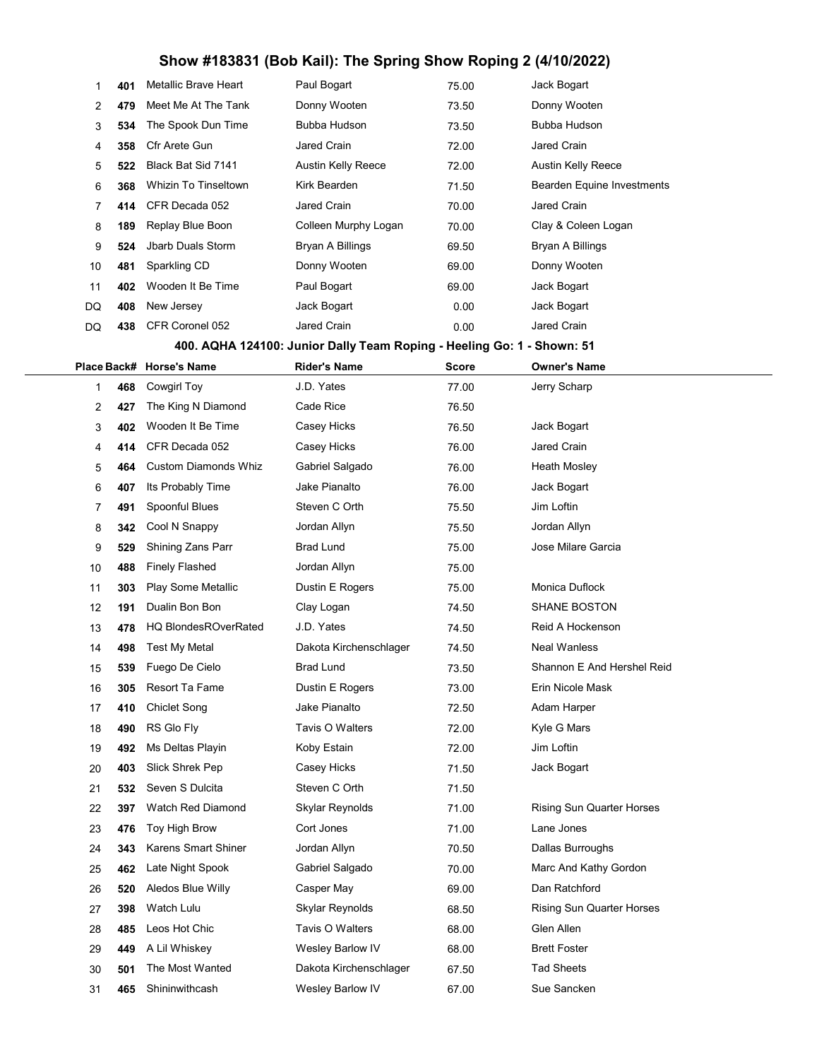## Show #183831 (Bob Kail): The Spring Show Roping 2 (4/10/2022)

| Place | Back# | Horse's Name | Rider's Name | Score | Owner's Name |
|---|---|---|---|---|---|
| 1 | 401 | Metallic Brave Heart | Paul Bogart | 75.00 | Jack Bogart |
| 2 | 479 | Meet Me At The Tank | Donny Wooten | 73.50 | Donny Wooten |
| 3 | 534 | The Spook Dun Time | Bubba Hudson | 73.50 | Bubba Hudson |
| 4 | 358 | Cfr Arete Gun | Jared Crain | 72.00 | Jared Crain |
| 5 | 522 | Black Bat Sid 7141 | Austin Kelly Reece | 72.00 | Austin Kelly Reece |
| 6 | 368 | Whizin To Tinseltown | Kirk Bearden | 71.50 | Bearden Equine Investments |
| 7 | 414 | CFR Decada 052 | Jared Crain | 70.00 | Jared Crain |
| 8 | 189 | Replay Blue Boon | Colleen Murphy Logan | 70.00 | Clay & Coleen Logan |
| 9 | 524 | Jbarb Duals Storm | Bryan A Billings | 69.50 | Bryan A Billings |
| 10 | 481 | Sparkling CD | Donny Wooten | 69.00 | Donny Wooten |
| 11 | 402 | Wooden It Be Time | Paul Bogart | 69.00 | Jack Bogart |
| DQ | 408 | New Jersey | Jack Bogart | 0.00 | Jack Bogart |
| DQ | 438 | CFR Coronel 052 | Jared Crain | 0.00 | Jared Crain |

### 400. AQHA 124100: Junior Dally Team Roping - Heeling Go: 1 - Shown: 51

| Place | Back# | Horse's Name | Rider's Name | Score | Owner's Name |
|---|---|---|---|---|---|
| 1 | 468 | Cowgirl Toy | J.D. Yates | 77.00 | Jerry Scharp |
| 2 | 427 | The King N Diamond | Cade Rice | 76.50 | |
| 3 | 402 | Wooden It Be Time | Casey Hicks | 76.50 | Jack Bogart |
| 4 | 414 | CFR Decada 052 | Casey Hicks | 76.00 | Jared Crain |
| 5 | 464 | Custom Diamonds Whiz | Gabriel Salgado | 76.00 | Heath Mosley |
| 6 | 407 | Its Probably Time | Jake Pianalto | 76.00 | Jack Bogart |
| 7 | 491 | Spoonful Blues | Steven C Orth | 75.50 | Jim Loftin |
| 8 | 342 | Cool N Snappy | Jordan Allyn | 75.50 | Jordan Allyn |
| 9 | 529 | Shining Zans Parr | Brad Lund | 75.00 | Jose Milare Garcia |
| 10 | 488 | Finely Flashed | Jordan Allyn | 75.00 | |
| 11 | 303 | Play Some Metallic | Dustin E Rogers | 75.00 | Monica Duflock |
| 12 | 191 | Dualin Bon Bon | Clay Logan | 74.50 | SHANE BOSTON |
| 13 | 478 | HQ BlondesROverRated | J.D. Yates | 74.50 | Reid A Hockenson |
| 14 | 498 | Test My Metal | Dakota Kirchenschlager | 74.50 | Neal Wanless |
| 15 | 539 | Fuego De Cielo | Brad Lund | 73.50 | Shannon E And Hershel Reid |
| 16 | 305 | Resort Ta Fame | Dustin E Rogers | 73.00 | Erin Nicole Mask |
| 17 | 410 | Chiclet Song | Jake Pianalto | 72.50 | Adam Harper |
| 18 | 490 | RS Glo Fly | Tavis O Walters | 72.00 | Kyle G Mars |
| 19 | 492 | Ms Deltas Playin | Koby Estain | 72.00 | Jim Loftin |
| 20 | 403 | Slick Shrek Pep | Casey Hicks | 71.50 | Jack Bogart |
| 21 | 532 | Seven S Dulcita | Steven C Orth | 71.50 | |
| 22 | 397 | Watch Red Diamond | Skylar Reynolds | 71.00 | Rising Sun Quarter Horses |
| 23 | 476 | Toy High Brow | Cort Jones | 71.00 | Lane Jones |
| 24 | 343 | Karens Smart Shiner | Jordan Allyn | 70.50 | Dallas Burroughs |
| 25 | 462 | Late Night Spook | Gabriel Salgado | 70.00 | Marc And Kathy Gordon |
| 26 | 520 | Aledos Blue Willy | Casper May | 69.00 | Dan Ratchford |
| 27 | 398 | Watch Lulu | Skylar Reynolds | 68.50 | Rising Sun Quarter Horses |
| 28 | 485 | Leos Hot Chic | Tavis O Walters | 68.00 | Glen Allen |
| 29 | 449 | A Lil Whiskey | Wesley Barlow IV | 68.00 | Brett Foster |
| 30 | 501 | The Most Wanted | Dakota Kirchenschlager | 67.50 | Tad Sheets |
| 31 | 465 | Shininwithcash | Wesley Barlow IV | 67.00 | Sue Sancken |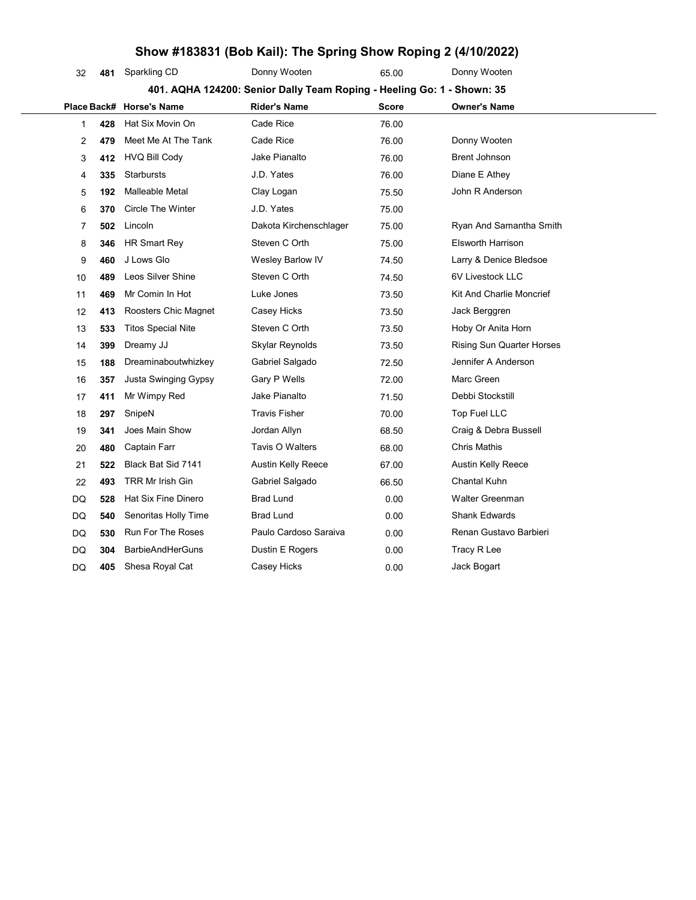# Show #183831 (Bob Kail): The Spring Show Roping 2 (4/10/2022)

| Place | Back# | Horse's Name | Rider's Name | Score | Owner's Name |
|---|---|---|---|---|---|
| 32 | 481 | Sparkling CD | Donny Wooten | 65.00 | Donny Wooten |

## 401. AQHA 124200: Senior Dally Team Roping - Heeling Go: 1 - Shown: 35

| Place | Back# | Horse's Name | Rider's Name | Score | Owner's Name |
|---|---|---|---|---|---|
| 1 | 428 | Hat Six Movin On | Cade Rice | 76.00 | |
| 2 | 479 | Meet Me At The Tank | Cade Rice | 76.00 | Donny Wooten |
| 3 | 412 | HVQ Bill Cody | Jake Pianalto | 76.00 | Brent Johnson |
| 4 | 335 | Starbursts | J.D. Yates | 76.00 | Diane E Athey |
| 5 | 192 | Malleable Metal | Clay Logan | 75.50 | John R Anderson |
| 6 | 370 | Circle The Winter | J.D. Yates | 75.00 | |
| 7 | 502 | Lincoln | Dakota Kirchenschlager | 75.00 | Ryan And Samantha Smith |
| 8 | 346 | HR Smart Rey | Steven C Orth | 75.00 | Elsworth Harrison |
| 9 | 460 | J Lows Glo | Wesley Barlow IV | 74.50 | Larry & Denice Bledsoe |
| 10 | 489 | Leos Silver Shine | Steven C Orth | 74.50 | 6V Livestock LLC |
| 11 | 469 | Mr Comin In Hot | Luke Jones | 73.50 | Kit And Charlie Moncrief |
| 12 | 413 | Roosters Chic Magnet | Casey Hicks | 73.50 | Jack Berggren |
| 13 | 533 | Titos Special Nite | Steven C Orth | 73.50 | Hoby Or Anita Horn |
| 14 | 399 | Dreamy JJ | Skylar Reynolds | 73.50 | Rising Sun Quarter Horses |
| 15 | 188 | Dreaminaboutwhizkey | Gabriel Salgado | 72.50 | Jennifer A Anderson |
| 16 | 357 | Justa Swinging Gypsy | Gary P Wells | 72.00 | Marc Green |
| 17 | 411 | Mr Wimpy Red | Jake Pianalto | 71.50 | Debbi Stockstill |
| 18 | 297 | SnipeN | Travis Fisher | 70.00 | Top Fuel LLC |
| 19 | 341 | Joes Main Show | Jordan Allyn | 68.50 | Craig & Debra Bussell |
| 20 | 480 | Captain Farr | Tavis O Walters | 68.00 | Chris Mathis |
| 21 | 522 | Black Bat Sid 7141 | Austin Kelly Reece | 67.00 | Austin Kelly Reece |
| 22 | 493 | TRR Mr Irish Gin | Gabriel Salgado | 66.50 | Chantal Kuhn |
| DQ | 528 | Hat Six Fine Dinero | Brad Lund | 0.00 | Walter Greenman |
| DQ | 540 | Senoritas Holly Time | Brad Lund | 0.00 | Shank Edwards |
| DQ | 530 | Run For The Roses | Paulo Cardoso Saraiva | 0.00 | Renan Gustavo Barbieri |
| DQ | 304 | BarbieAndHerGuns | Dustin E Rogers | 0.00 | Tracy R Lee |
| DQ | 405 | Shesa Royal Cat | Casey Hicks | 0.00 | Jack Bogart |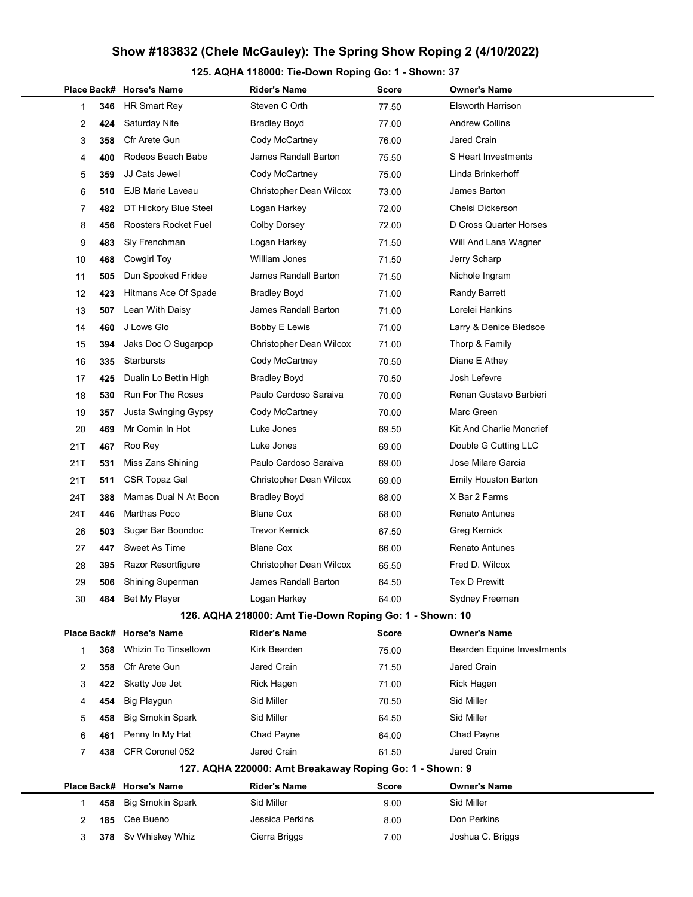# Show #183832 (Chele McGauley): The Spring Show Roping 2 (4/10/2022)

## 125. AQHA 118000: Tie-Down Roping Go: 1 - Shown: 37

| Place | Back# | Horse's Name | Rider's Name | Score | Owner's Name |
|---|---|---|---|---|---|
| 1 | 346 | HR Smart Rey | Steven C Orth | 77.50 | Elsworth Harrison |
| 2 | 424 | Saturday Nite | Bradley Boyd | 77.00 | Andrew Collins |
| 3 | 358 | Cfr Arete Gun | Cody McCartney | 76.00 | Jared Crain |
| 4 | 400 | Rodeos Beach Babe | James Randall Barton | 75.50 | S Heart Investments |
| 5 | 359 | JJ Cats Jewel | Cody McCartney | 75.00 | Linda Brinkerhoff |
| 6 | 510 | EJB Marie Laveau | Christopher Dean Wilcox | 73.00 | James Barton |
| 7 | 482 | DT Hickory Blue Steel | Logan Harkey | 72.00 | Chelsi Dickerson |
| 8 | 456 | Roosters Rocket Fuel | Colby Dorsey | 72.00 | D Cross Quarter Horses |
| 9 | 483 | Sly Frenchman | Logan Harkey | 71.50 | Will And Lana Wagner |
| 10 | 468 | Cowgirl Toy | William Jones | 71.50 | Jerry Scharp |
| 11 | 505 | Dun Spooked Fridee | James Randall Barton | 71.50 | Nichole Ingram |
| 12 | 423 | Hitmans Ace Of Spade | Bradley Boyd | 71.00 | Randy Barrett |
| 13 | 507 | Lean With Daisy | James Randall Barton | 71.00 | Lorelei Hankins |
| 14 | 460 | J Lows Glo | Bobby E Lewis | 71.00 | Larry & Denice Bledsoe |
| 15 | 394 | Jaks Doc O Sugarpop | Christopher Dean Wilcox | 71.00 | Thorp & Family |
| 16 | 335 | Starbursts | Cody McCartney | 70.50 | Diane E Athey |
| 17 | 425 | Dualin Lo Bettin High | Bradley Boyd | 70.50 | Josh Lefevre |
| 18 | 530 | Run For The Roses | Paulo Cardoso Saraiva | 70.00 | Renan Gustavo Barbieri |
| 19 | 357 | Justa Swinging Gypsy | Cody McCartney | 70.00 | Marc Green |
| 20 | 469 | Mr Comin In Hot | Luke Jones | 69.50 | Kit And Charlie Moncrief |
| 21T | 467 | Roo Rey | Luke Jones | 69.00 | Double G Cutting LLC |
| 21T | 531 | Miss Zans Shining | Paulo Cardoso Saraiva | 69.00 | Jose Milare Garcia |
| 21T | 511 | CSR Topaz Gal | Christopher Dean Wilcox | 69.00 | Emily Houston Barton |
| 24T | 388 | Mamas Dual N At Boon | Bradley Boyd | 68.00 | X Bar 2 Farms |
| 24T | 446 | Marthas Poco | Blane Cox | 68.00 | Renato Antunes |
| 26 | 503 | Sugar Bar Boondoc | Trevor Kernick | 67.50 | Greg Kernick |
| 27 | 447 | Sweet As Time | Blane Cox | 66.00 | Renato Antunes |
| 28 | 395 | Razor Resortfigure | Christopher Dean Wilcox | 65.50 | Fred D. Wilcox |
| 29 | 506 | Shining Superman | James Randall Barton | 64.50 | Tex D Prewitt |
| 30 | 484 | Bet My Player | Logan Harkey | 64.00 | Sydney Freeman |

## 126. AQHA 218000: Amt Tie-Down Roping Go: 1 - Shown: 10

| Place | Back# | Horse's Name | Rider's Name | Score | Owner's Name |
|---|---|---|---|---|---|
| 1 | 368 | Whizin To Tinseltown | Kirk Bearden | 75.00 | Bearden Equine Investments |
| 2 | 358 | Cfr Arete Gun | Jared Crain | 71.50 | Jared Crain |
| 3 | 422 | Skatty Joe Jet | Rick Hagen | 71.00 | Rick Hagen |
| 4 | 454 | Big Playgun | Sid Miller | 70.50 | Sid Miller |
| 5 | 458 | Big Smokin Spark | Sid Miller | 64.50 | Sid Miller |
| 6 | 461 | Penny In My Hat | Chad Payne | 64.00 | Chad Payne |
| 7 | 438 | CFR Coronel 052 | Jared Crain | 61.50 | Jared Crain |

## 127. AQHA 220000: Amt Breakaway Roping Go: 1 - Shown: 9

| Place | Back# | Horse's Name | Rider's Name | Score | Owner's Name |
|---|---|---|---|---|---|
| 1 | 458 | Big Smokin Spark | Sid Miller | 9.00 | Sid Miller |
| 2 | 185 | Cee Bueno | Jessica Perkins | 8.00 | Don Perkins |
| 3 | 378 | Sv Whiskey Whiz | Cierra Briggs | 7.00 | Joshua C. Briggs |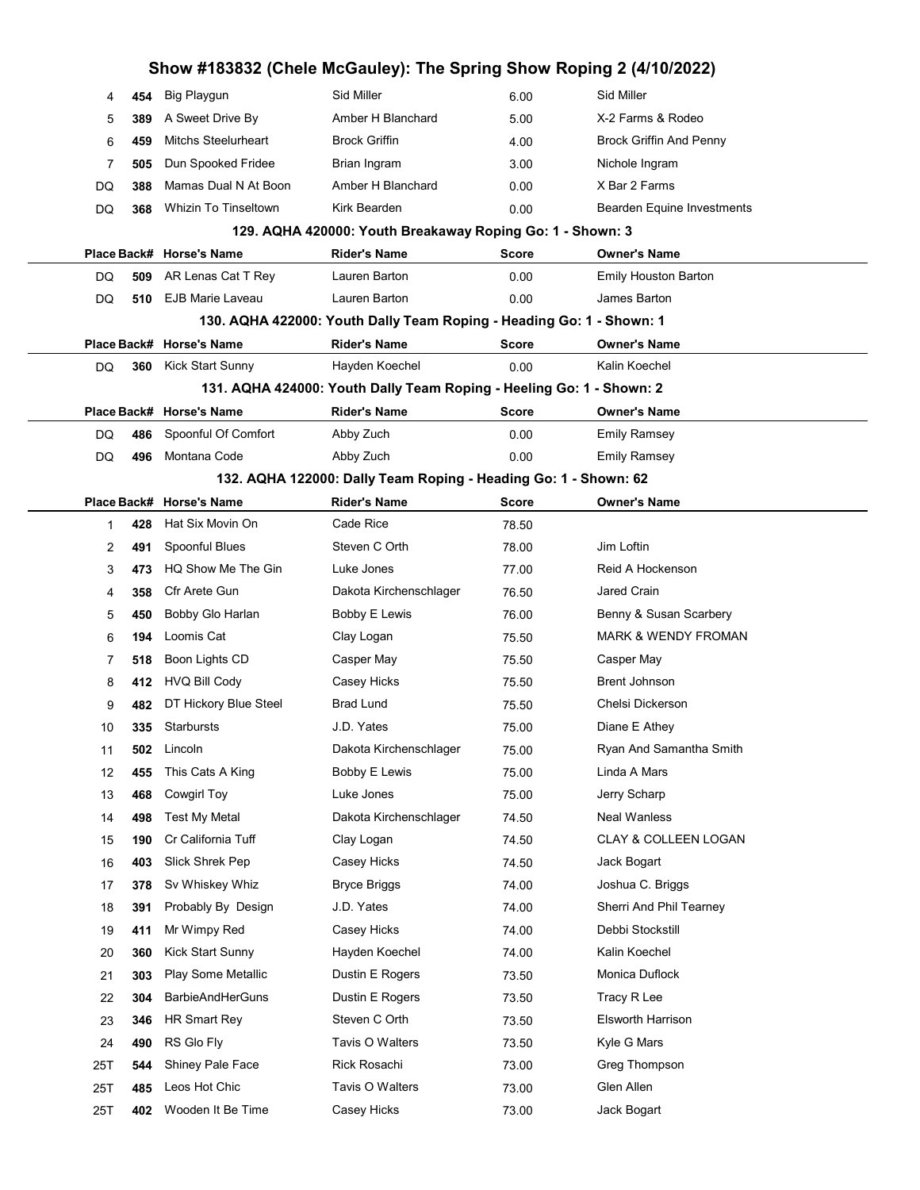# Show #183832 (Chele McGauley): The Spring Show Roping 2 (4/10/2022)

| Place | Back# | Horse's Name | Rider's Name | Score | Owner's Name |
|---|---|---|---|---|---|
| 4 | 454 | Big Playgun | Sid Miller | 6.00 | Sid Miller |
| 5 | 389 | A Sweet Drive By | Amber H Blanchard | 5.00 | X-2 Farms & Rodeo |
| 6 | 459 | Mitchs Steelurheart | Brock Griffin | 4.00 | Brock Griffin And Penny |
| 7 | 505 | Dun Spooked Fridee | Brian Ingram | 3.00 | Nichole Ingram |
| DQ | 388 | Mamas Dual N At Boon | Amber H Blanchard | 0.00 | X Bar 2 Farms |
| DQ | 368 | Whizin To Tinseltown | Kirk Bearden | 0.00 | Bearden Equine Investments |

## 129. AQHA 420000: Youth Breakaway Roping Go: 1 - Shown: 3

| Place | Back# | Horse's Name | Rider's Name | Score | Owner's Name |
|---|---|---|---|---|---|
| DQ | 509 | AR Lenas Cat T Rey | Lauren Barton | 0.00 | Emily Houston Barton |
| DQ | 510 | EJB Marie Laveau | Lauren Barton | 0.00 | James Barton |

## 130. AQHA 422000: Youth Dally Team Roping - Heading Go: 1 - Shown: 1

| Place | Back# | Horse's Name | Rider's Name | Score | Owner's Name |
|---|---|---|---|---|---|
| DQ | 360 | Kick Start Sunny | Hayden Koechel | 0.00 | Kalin Koechel |

## 131. AQHA 424000: Youth Dally Team Roping - Heeling Go: 1 - Shown: 2

| Place | Back# | Horse's Name | Rider's Name | Score | Owner's Name |
|---|---|---|---|---|---|
| DQ | 486 | Spoonful Of Comfort | Abby Zuch | 0.00 | Emily Ramsey |
| DQ | 496 | Montana Code | Abby Zuch | 0.00 | Emily Ramsey |

## 132. AQHA 122000: Dally Team Roping - Heading Go: 1 - Shown: 62

| Place | Back# | Horse's Name | Rider's Name | Score | Owner's Name |
|---|---|---|---|---|---|
| 1 | 428 | Hat Six Movin On | Cade Rice | 78.50 | |
| 2 | 491 | Spoonful Blues | Steven C Orth | 78.00 | Jim Loftin |
| 3 | 473 | HQ Show Me The Gin | Luke Jones | 77.00 | Reid A Hockenson |
| 4 | 358 | Cfr Arete Gun | Dakota Kirchenschlager | 76.50 | Jared Crain |
| 5 | 450 | Bobby Glo Harlan | Bobby E Lewis | 76.00 | Benny & Susan Scarbery |
| 6 | 194 | Loomis Cat | Clay Logan | 75.50 | MARK & WENDY FROMAN |
| 7 | 518 | Boon Lights CD | Casper May | 75.50 | Casper May |
| 8 | 412 | HVQ Bill Cody | Casey Hicks | 75.50 | Brent Johnson |
| 9 | 482 | DT Hickory Blue Steel | Brad Lund | 75.50 | Chelsi Dickerson |
| 10 | 335 | Starbursts | J.D. Yates | 75.00 | Diane E Athey |
| 11 | 502 | Lincoln | Dakota Kirchenschlager | 75.00 | Ryan And Samantha Smith |
| 12 | 455 | This Cats A King | Bobby E Lewis | 75.00 | Linda A Mars |
| 13 | 468 | Cowgirl Toy | Luke Jones | 75.00 | Jerry Scharp |
| 14 | 498 | Test My Metal | Dakota Kirchenschlager | 74.50 | Neal Wanless |
| 15 | 190 | Cr California Tuff | Clay Logan | 74.50 | CLAY & COLLEEN LOGAN |
| 16 | 403 | Slick Shrek Pep | Casey Hicks | 74.50 | Jack Bogart |
| 17 | 378 | Sv Whiskey Whiz | Bryce Briggs | 74.00 | Joshua C. Briggs |
| 18 | 391 | Probably By Design | J.D. Yates | 74.00 | Sherri And Phil Tearney |
| 19 | 411 | Mr Wimpy Red | Casey Hicks | 74.00 | Debbi Stockstill |
| 20 | 360 | Kick Start Sunny | Hayden Koechel | 74.00 | Kalin Koechel |
| 21 | 303 | Play Some Metallic | Dustin E Rogers | 73.50 | Monica Duflock |
| 22 | 304 | BarbieAndHerGuns | Dustin E Rogers | 73.50 | Tracy R Lee |
| 23 | 346 | HR Smart Rey | Steven C Orth | 73.50 | Elsworth Harrison |
| 24 | 490 | RS Glo Fly | Tavis O Walters | 73.50 | Kyle G Mars |
| 25T | 544 | Shiney Pale Face | Rick Rosachi | 73.00 | Greg Thompson |
| 25T | 485 | Leos Hot Chic | Tavis O Walters | 73.00 | Glen Allen |
| 25T | 402 | Wooden It Be Time | Casey Hicks | 73.00 | Jack Bogart |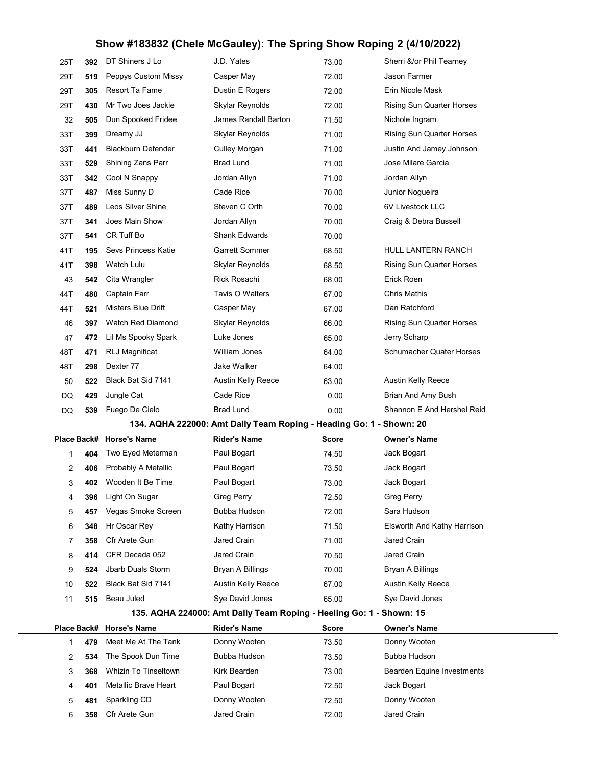| Place | Back# | Horse's Name | Rider's Name | Score | Owner's Name |
|---|---|---|---|---|---|
| 25T | 392 | DT Shiners J Lo | J.D. Yates | 73.00 | Sherri &/or Phil Tearney |
| 29T | 519 | Peppys Custom Missy | Casper May | 72.00 | Jason Farmer |
| 29T | 305 | Resort Ta Fame | Dustin E Rogers | 72.00 | Erin Nicole Mask |
| 29T | 430 | Mr Two Joes Jackie | Skylar Reynolds | 72.00 | Rising Sun Quarter Horses |
| 32 | 505 | Dun Spooked Fridee | James Randall Barton | 71.50 | Nichole Ingram |
| 33T | 399 | Dreamy JJ | Skylar Reynolds | 71.00 | Rising Sun Quarter Horses |
| 33T | 441 | Blackburn Defender | Culley Morgan | 71.00 | Justin And Jamey Johnson |
| 33T | 529 | Shining Zans Parr | Brad Lund | 71.00 | Jose Milare Garcia |
| 33T | 342 | Cool N Snappy | Jordan Allyn | 71.00 | Jordan Allyn |
| 37T | 487 | Miss Sunny D | Cade Rice | 70.00 | Junior Nogueira |
| 37T | 489 | Leos Silver Shine | Steven C Orth | 70.00 | 6V Livestock LLC |
| 37T | 341 | Joes Main Show | Jordan Allyn | 70.00 | Craig & Debra Bussell |
| 37T | 541 | CR Tuff Bo | Shank Edwards | 70.00 | |
| 41T | 195 | Sevs Princess Katie | Garrett Sommer | 68.50 | HULL LANTERN RANCH |
| 41T | 398 | Watch Lulu | Skylar Reynolds | 68.50 | Rising Sun Quarter Horses |
| 43 | 542 | Cita Wrangler | Rick Rosachi | 68.00 | Erick Roen |
| 44T | 480 | Captain Farr | Tavis O Walters | 67.00 | Chris Mathis |
| 44T | 521 | Misters Blue Drift | Casper May | 67.00 | Dan Ratchford |
| 46 | 397 | Watch Red Diamond | Skylar Reynolds | 66.00 | Rising Sun Quarter Horses |
| 47 | 472 | Lil Ms Spooky Spark | Luke Jones | 65.00 | Jerry Scharp |
| 48T | 471 | RLJ Magnificat | William Jones | 64.00 | Schumacher Quater Horses |
| 48T | 298 | Dexter 77 | Jake Walker | 64.00 | |
| 50 | 522 | Black Bat Sid 7141 | Austin Kelly Reece | 63.00 | Austin Kelly Reece |
| DQ | 429 | Jungle Cat | Cade Rice | 0.00 | Brian And Amy Bush |
| DQ | 539 | Fuego De Cielo | Brad Lund | 0.00 | Shannon E And Hershel Reid |

### 134. AQHA 222000: Amt Dally Team Roping - Heading Go: 1 - Shown: 20

| Place | Back# | Horse's Name | Rider's Name | Score | Owner's Name |
|---|---|---|---|---|---|
| 1 | 404 | Two Eyed Meterman | Paul Bogart | 74.50 | Jack Bogart |
| 2 | 406 | Probably A Metallic | Paul Bogart | 73.50 | Jack Bogart |
| 3 | 402 | Wooden It Be Time | Paul Bogart | 73.00 | Jack Bogart |
| 4 | 396 | Light On Sugar | Greg Perry | 72.50 | Greg Perry |
| 5 | 457 | Vegas Smoke Screen | Bubba Hudson | 72.00 | Sara Hudson |
| 6 | 348 | Hr Oscar Rey | Kathy Harrison | 71.50 | Elsworth And Kathy Harrison |
| 7 | 358 | Cfr Arete Gun | Jared Crain | 71.00 | Jared Crain |
| 8 | 414 | CFR Decada 052 | Jared Crain | 70.50 | Jared Crain |
| 9 | 524 | Jbarb Duals Storm | Bryan A Billings | 70.00 | Bryan A Billings |
| 10 | 522 | Black Bat Sid 7141 | Austin Kelly Reece | 67.00 | Austin Kelly Reece |
| 11 | 515 | Beau Juled | Sye David Jones | 65.00 | Sye David Jones |

### 135. AQHA 224000: Amt Dally Team Roping - Heeling Go: 1 - Shown: 15

| Place | Back# | Horse's Name | Rider's Name | Score | Owner's Name |
|---|---|---|---|---|---|
| 1 | 479 | Meet Me At The Tank | Donny Wooten | 73.50 | Donny Wooten |
| 2 | 534 | The Spook Dun Time | Bubba Hudson | 73.50 | Bubba Hudson |
| 3 | 368 | Whizin To Tinseltown | Kirk Bearden | 73.00 | Bearden Equine Investments |
| 4 | 401 | Metallic Brave Heart | Paul Bogart | 72.50 | Jack Bogart |
| 5 | 481 | Sparkling CD | Donny Wooten | 72.50 | Donny Wooten |
| 6 | 358 | Cfr Arete Gun | Jared Crain | 72.00 | Jared Crain |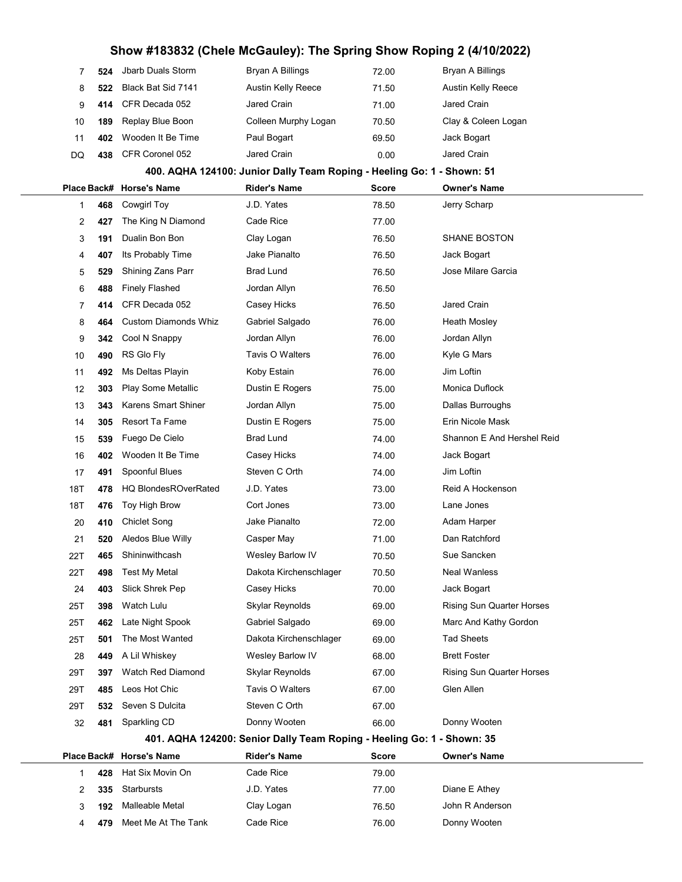| Place | Back# | Horse's Name | Rider's Name | Score | Owner's Name |
|---|---|---|---|---|---|
| 7 | 524 | Jbarb Duals Storm | Bryan A Billings | 72.00 | Bryan A Billings |
| 8 | 522 | Black Bat Sid 7141 | Austin Kelly Reece | 71.50 | Austin Kelly Reece |
| 9 | 414 | CFR Decada 052 | Jared Crain | 71.00 | Jared Crain |
| 10 | 189 | Replay Blue Boon | Colleen Murphy Logan | 70.50 | Clay & Coleen Logan |
| 11 | 402 | Wooden It Be Time | Paul Bogart | 69.50 | Jack Bogart |
| DQ | 438 | CFR Coronel 052 | Jared Crain | 0.00 | Jared Crain |

### 400. AQHA 124100: Junior Dally Team Roping - Heeling Go: 1 - Shown: 51

| Place | Back# | Horse's Name | Rider's Name | Score | Owner's Name |
|---|---|---|---|---|---|
| 1 | 468 | Cowgirl Toy | J.D. Yates | 78.50 | Jerry Scharp |
| 2 | 427 | The King N Diamond | Cade Rice | 77.00 | |
| 3 | 191 | Dualin Bon Bon | Clay Logan | 76.50 | SHANE BOSTON |
| 4 | 407 | Its Probably Time | Jake Pianalto | 76.50 | Jack Bogart |
| 5 | 529 | Shining Zans Parr | Brad Lund | 76.50 | Jose Milare Garcia |
| 6 | 488 | Finely Flashed | Jordan Allyn | 76.50 | |
| 7 | 414 | CFR Decada 052 | Casey Hicks | 76.50 | Jared Crain |
| 8 | 464 | Custom Diamonds Whiz | Gabriel Salgado | 76.00 | Heath Mosley |
| 9 | 342 | Cool N Snappy | Jordan Allyn | 76.00 | Jordan Allyn |
| 10 | 490 | RS Glo Fly | Tavis O Walters | 76.00 | Kyle G Mars |
| 11 | 492 | Ms Deltas Playin | Koby Estain | 76.00 | Jim Loftin |
| 12 | 303 | Play Some Metallic | Dustin E Rogers | 75.00 | Monica Duflock |
| 13 | 343 | Karens Smart Shiner | Jordan Allyn | 75.00 | Dallas Burroughs |
| 14 | 305 | Resort Ta Fame | Dustin E Rogers | 75.00 | Erin Nicole Mask |
| 15 | 539 | Fuego De Cielo | Brad Lund | 74.00 | Shannon E And Hershel Reid |
| 16 | 402 | Wooden It Be Time | Casey Hicks | 74.00 | Jack Bogart |
| 17 | 491 | Spoonful Blues | Steven C Orth | 74.00 | Jim Loftin |
| 18T | 478 | HQ BlondesROverRated | J.D. Yates | 73.00 | Reid A Hockenson |
| 18T | 476 | Toy High Brow | Cort Jones | 73.00 | Lane Jones |
| 20 | 410 | Chiclet Song | Jake Pianalto | 72.00 | Adam Harper |
| 21 | 520 | Aledos Blue Willy | Casper May | 71.00 | Dan Ratchford |
| 22T | 465 | Shininwithcash | Wesley Barlow IV | 70.50 | Sue Sancken |
| 22T | 498 | Test My Metal | Dakota Kirchenschlager | 70.50 | Neal Wanless |
| 24 | 403 | Slick Shrek Pep | Casey Hicks | 70.00 | Jack Bogart |
| 25T | 398 | Watch Lulu | Skylar Reynolds | 69.00 | Rising Sun Quarter Horses |
| 25T | 462 | Late Night Spook | Gabriel Salgado | 69.00 | Marc And Kathy Gordon |
| 25T | 501 | The Most Wanted | Dakota Kirchenschlager | 69.00 | Tad Sheets |
| 28 | 449 | A Lil Whiskey | Wesley Barlow IV | 68.00 | Brett Foster |
| 29T | 397 | Watch Red Diamond | Skylar Reynolds | 67.00 | Rising Sun Quarter Horses |
| 29T | 485 | Leos Hot Chic | Tavis O Walters | 67.00 | Glen Allen |
| 29T | 532 | Seven S Dulcita | Steven C Orth | 67.00 | |
| 32 | 481 | Sparkling CD | Donny Wooten | 66.00 | Donny Wooten |

### 401. AQHA 124200: Senior Dally Team Roping - Heeling Go: 1 - Shown: 35

| Place | Back# | Horse's Name | Rider's Name | Score | Owner's Name |
|---|---|---|---|---|---|
| 1 | 428 | Hat Six Movin On | Cade Rice | 79.00 | |
| 2 | 335 | Starbursts | J.D. Yates | 77.00 | Diane E Athey |
| 3 | 192 | Malleable Metal | Clay Logan | 76.50 | John R Anderson |
| 4 | 479 | Meet Me At The Tank | Cade Rice | 76.00 | Donny Wooten |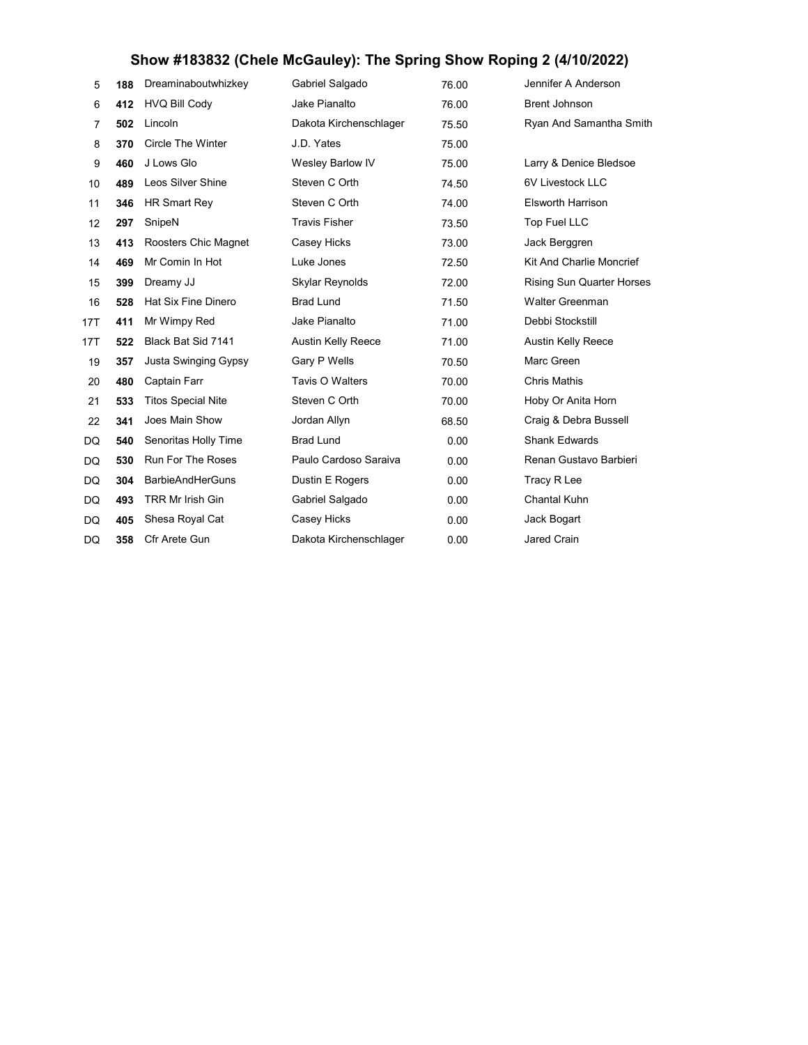# Show #183832 (Chele McGauley): The Spring Show Roping 2 (4/10/2022)

| | | | | | |
|---|---|---|---|---|---|
| 5 | **188** | Dreaminaboutwhizkey | Gabriel Salgado | 76.00 | Jennifer A Anderson |
| 6 | **412** | HVQ Bill Cody | Jake Pianalto | 76.00 | Brent Johnson |
| 7 | **502** | Lincoln | Dakota Kirchenschlager | 75.50 | Ryan And Samantha Smith |
| 8 | **370** | Circle The Winter | J.D. Yates | 75.00 | |
| 9 | **460** | J Lows Glo | Wesley Barlow IV | 75.00 | Larry & Denice Bledsoe |
| 10 | **489** | Leos Silver Shine | Steven C Orth | 74.50 | 6V Livestock LLC |
| 11 | **346** | HR Smart Rey | Steven C Orth | 74.00 | Elsworth Harrison |
| 12 | **297** | SnipeN | Travis Fisher | 73.50 | Top Fuel LLC |
| 13 | **413** | Roosters Chic Magnet | Casey Hicks | 73.00 | Jack Berggren |
| 14 | **469** | Mr Comin In Hot | Luke Jones | 72.50 | Kit And Charlie Moncrief |
| 15 | **399** | Dreamy JJ | Skylar Reynolds | 72.00 | Rising Sun Quarter Horses |
| 16 | **528** | Hat Six Fine Dinero | Brad Lund | 71.50 | Walter Greenman |
| 17T | **411** | Mr Wimpy Red | Jake Pianalto | 71.00 | Debbi Stockstill |
| 17T | **522** | Black Bat Sid 7141 | Austin Kelly Reece | 71.00 | Austin Kelly Reece |
| 19 | **357** | Justa Swinging Gypsy | Gary P Wells | 70.50 | Marc Green |
| 20 | **480** | Captain Farr | Tavis O Walters | 70.00 | Chris Mathis |
| 21 | **533** | Titos Special Nite | Steven C Orth | 70.00 | Hoby Or Anita Horn |
| 22 | **341** | Joes Main Show | Jordan Allyn | 68.50 | Craig & Debra Bussell |
| DQ | **540** | Senoritas Holly Time | Brad Lund | 0.00 | Shank Edwards |
| DQ | **530** | Run For The Roses | Paulo Cardoso Saraiva | 0.00 | Renan Gustavo Barbieri |
| DQ | **304** | BarbieAndHerGuns | Dustin E Rogers | 0.00 | Tracy R Lee |
| DQ | **493** | TRR Mr Irish Gin | Gabriel Salgado | 0.00 | Chantal Kuhn |
| DQ | **405** | Shesa Royal Cat | Casey Hicks | 0.00 | Jack Bogart |
| DQ | **358** | Cfr Arete Gun | Dakota Kirchenschlager | 0.00 | Jared Crain |